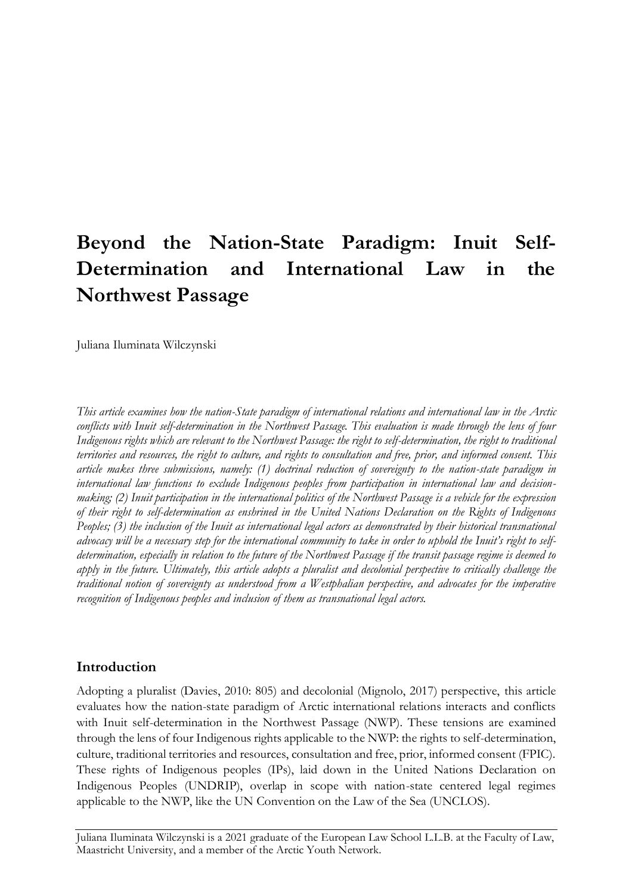# Beyond the Nation-State Paradigm: Inuit Self-Determination and International Law in the Northwest Passage

Juliana Iluminata Wilczynski

*This article examines how the nation-State paradigm of international relations and international law in the Arctic conflicts with Inuit self-determination in the Northwest Passage. This evaluation is made through the lens of four Indigenous rights which are relevant to the Northwest Passage: the right to self-determination, the right to traditional territories and resources, the right to culture, and rights to consultation and free, prior, and informed consent. This article makes three submissions, namely: (1) doctrinal reduction of sovereignty to the nation-state paradigm in international law functions to exclude Indigenous peoples from participation in international law and decision-making; (2) Inuit participation in the international politics of the Northwest Passage is a vehicle for the expression of their right to self-determination as enshrined in the United Nations Declaration on the Rights of Indigenous Peoples; (3) the inclusion of the Inuit as international legal actors as demonstrated by their historical transnational advocacy will be a necessary step for the international community to take in order to uphold the Inuit's right to self-determination, especially in relation to the future of the Northwest Passage if the transit passage regime is deemed to apply in the future. Ultimately, this article adopts a pluralist and decolonial perspective to critically challenge the traditional notion of sovereignty as understood from a Westphalian perspective, and advocates for the imperative recognition of Indigenous peoples and inclusion of them as transnational legal actors.*

## Introduction

Adopting a pluralist (Davies, 2010: 805) and decolonial (Mignolo, 2017) perspective, this article evaluates how the nation-state paradigm of Arctic international relations interacts and conflicts with Inuit self-determination in the Northwest Passage (NWP). These tensions are examined through the lens of four Indigenous rights applicable to the NWP: the rights to self-determination, culture, traditional territories and resources, consultation and free, prior, informed consent (FPIC). These rights of Indigenous peoples (IPs), laid down in the United Nations Declaration on Indigenous Peoples (UNDRIP), overlap in scope with nation-state centered legal regimes applicable to the NWP, like the UN Convention on the Law of the Sea (UNCLOS).

Juliana Iluminata Wilczynski is a 2021 graduate of the European Law School L.L.B. at the Faculty of Law, Maastricht University, and a member of the Arctic Youth Network.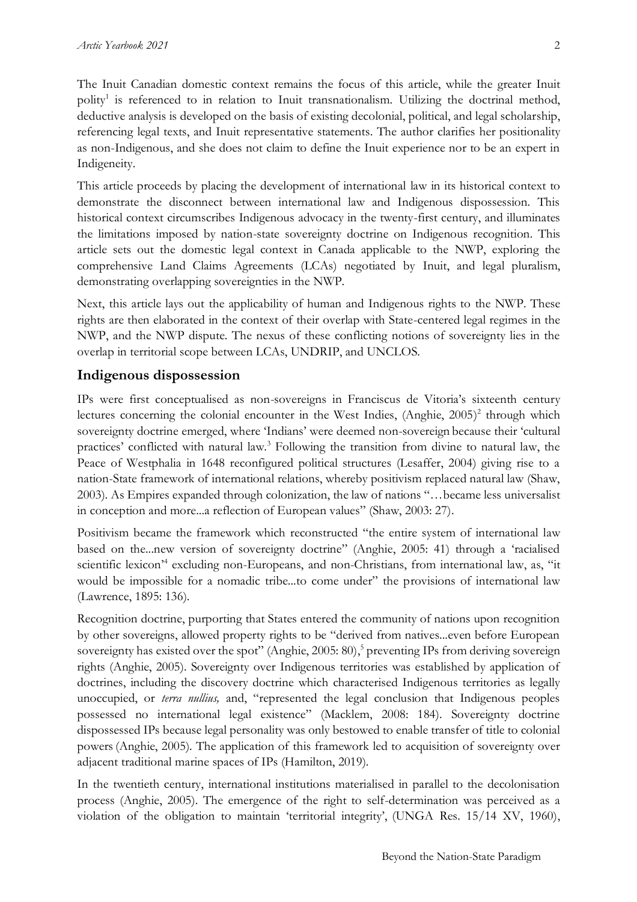The Inuit Canadian domestic context remains the focus of this article, while the greater Inuit polity[1] is referenced to in relation to Inuit transnationalism. Utilizing the doctrinal method, deductive analysis is developed on the basis of existing decolonial, political, and legal scholarship, referencing legal texts, and Inuit representative statements. The author clarifies her positionality as non-Indigenous, and she does not claim to define the Inuit experience nor to be an expert in Indigeneity.

This article proceeds by placing the development of international law in its historical context to demonstrate the disconnect between international law and Indigenous dispossession. This historical context circumscribes Indigenous advocacy in the twenty-first century, and illuminates the limitations imposed by nation-state sovereignty doctrine on Indigenous recognition. This article sets out the domestic legal context in Canada applicable to the NWP, exploring the comprehensive Land Claims Agreements (LCAs) negotiated by Inuit, and legal pluralism, demonstrating overlapping sovereignties in the NWP.

Next, this article lays out the applicability of human and Indigenous rights to the NWP. These rights are then elaborated in the context of their overlap with State-centered legal regimes in the NWP, and the NWP dispute. The nexus of these conflicting notions of sovereignty lies in the overlap in territorial scope between LCAs, UNDRIP, and UNCLOS.

## Indigenous dispossession

IPs were first conceptualised as non-sovereigns in Franciscus de Vitoria's sixteenth century lectures concerning the colonial encounter in the West Indies, (Anghie, 2005)[2] through which sovereignty doctrine emerged, where 'Indians' were deemed non-sovereign because their 'cultural practices' conflicted with natural law.[3] Following the transition from divine to natural law, the Peace of Westphalia in 1648 reconfigured political structures (Lesaffer, 2004) giving rise to a nation-State framework of international relations, whereby positivism replaced natural law (Shaw, 2003). As Empires expanded through colonization, the law of nations "…became less universalist in conception and more...a reflection of European values" (Shaw, 2003: 27).

Positivism became the framework which reconstructed "the entire system of international law based on the...new version of sovereignty doctrine" (Anghie, 2005: 41) through a 'racialised scientific lexicon'[4] excluding non-Europeans, and non-Christians, from international law, as, "it would be impossible for a nomadic tribe...to come under" the provisions of international law (Lawrence, 1895: 136).

Recognition doctrine, purporting that States entered the community of nations upon recognition by other sovereigns, allowed property rights to be "derived from natives...even before European sovereignty has existed over the spot" (Anghie, 2005: 80),[5] preventing IPs from deriving sovereign rights (Anghie, 2005). Sovereignty over Indigenous territories was established by application of doctrines, including the discovery doctrine which characterised Indigenous territories as legally unoccupied, or *terra nullius,* and, "represented the legal conclusion that Indigenous peoples possessed no international legal existence" (Macklem, 2008: 184). Sovereignty doctrine dispossessed IPs because legal personality was only bestowed to enable transfer of title to colonial powers (Anghie, 2005). The application of this framework led to acquisition of sovereignty over adjacent traditional marine spaces of IPs (Hamilton, 2019).

In the twentieth century, international institutions materialised in parallel to the decolonisation process (Anghie, 2005). The emergence of the right to self-determination was perceived as a violation of the obligation to maintain 'territorial integrity', (UNGA Res. 15/14 XV, 1960),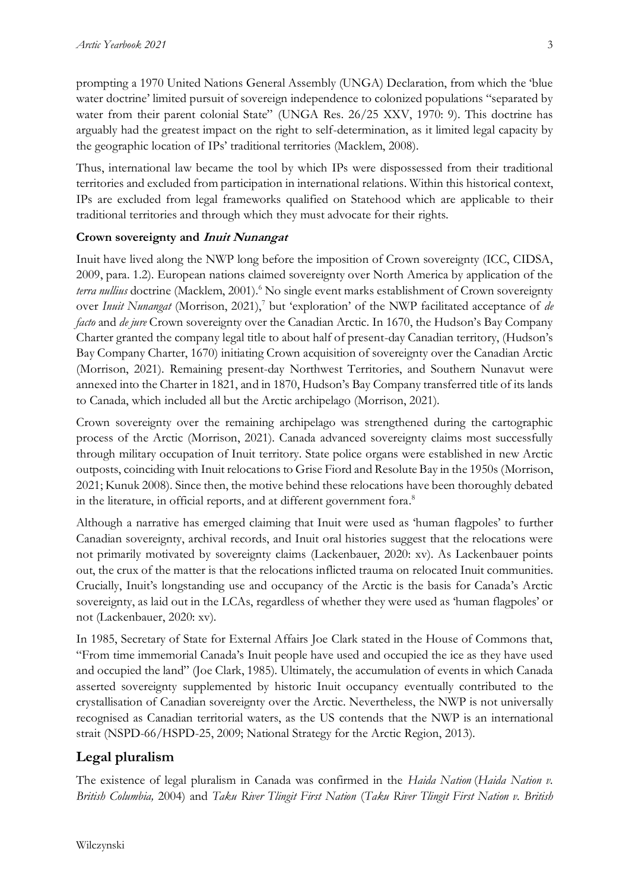prompting a 1970 United Nations General Assembly (UNGA) Declaration, from which the 'blue water doctrine' limited pursuit of sovereign independence to colonized populations "separated by water from their parent colonial State" (UNGA Res. 26/25 XXV, 1970: 9). This doctrine has arguably had the greatest impact on the right to self-determination, as it limited legal capacity by the geographic location of IPs' traditional territories (Macklem, 2008).

Thus, international law became the tool by which IPs were dispossessed from their traditional territories and excluded from participation in international relations. Within this historical context, IPs are excluded from legal frameworks qualified on Statehood which are applicable to their traditional territories and through which they must advocate for their rights.

**Crown sovereignty and *Inuit Nunangat***

Inuit have lived along the NWP long before the imposition of Crown sovereignty (ICC, CIDSA, 2009, para. 1.2). European nations claimed sovereignty over North America by application of the *terra nullius* doctrine (Macklem, 2001).[6] No single event marks establishment of Crown sovereignty over *Inuit Nunangat* (Morrison, 2021),[7] but 'exploration' of the NWP facilitated acceptance of *de facto* and *de jure* Crown sovereignty over the Canadian Arctic. In 1670, the Hudson's Bay Company Charter granted the company legal title to about half of present-day Canadian territory, (Hudson's Bay Company Charter, 1670) initiating Crown acquisition of sovereignty over the Canadian Arctic (Morrison, 2021). Remaining present-day Northwest Territories, and Southern Nunavut were annexed into the Charter in 1821, and in 1870, Hudson's Bay Company transferred title of its lands to Canada, which included all but the Arctic archipelago (Morrison, 2021).

Crown sovereignty over the remaining archipelago was strengthened during the cartographic process of the Arctic (Morrison, 2021). Canada advanced sovereignty claims most successfully through military occupation of Inuit territory. State police organs were established in new Arctic outposts, coinciding with Inuit relocations to Grise Fiord and Resolute Bay in the 1950s (Morrison, 2021; Kunuk 2008). Since then, the motive behind these relocations have been thoroughly debated in the literature, in official reports, and at different government fora.[8]

Although a narrative has emerged claiming that Inuit were used as 'human flagpoles' to further Canadian sovereignty, archival records, and Inuit oral histories suggest that the relocations were not primarily motivated by sovereignty claims (Lackenbauer, 2020: xv). As Lackenbauer points out, the crux of the matter is that the relocations inflicted trauma on relocated Inuit communities. Crucially, Inuit's longstanding use and occupancy of the Arctic is the basis for Canada's Arctic sovereignty, as laid out in the LCAs, regardless of whether they were used as 'human flagpoles' or not (Lackenbauer, 2020: xv).

In 1985, Secretary of State for External Affairs Joe Clark stated in the House of Commons that, "From time immemorial Canada's Inuit people have used and occupied the ice as they have used and occupied the land" (Joe Clark, 1985). Ultimately, the accumulation of events in which Canada asserted sovereignty supplemented by historic Inuit occupancy eventually contributed to the crystallisation of Canadian sovereignty over the Arctic. Nevertheless, the NWP is not universally recognised as Canadian territorial waters, as the US contends that the NWP is an international strait (NSPD-66/HSPD-25, 2009; National Strategy for the Arctic Region, 2013).

## Legal pluralism

The existence of legal pluralism in Canada was confirmed in the *Haida Nation* (*Haida Nation v. British Columbia,* 2004) and *Taku River Tlingit First Nation* (*Taku River Tlingit First Nation v. British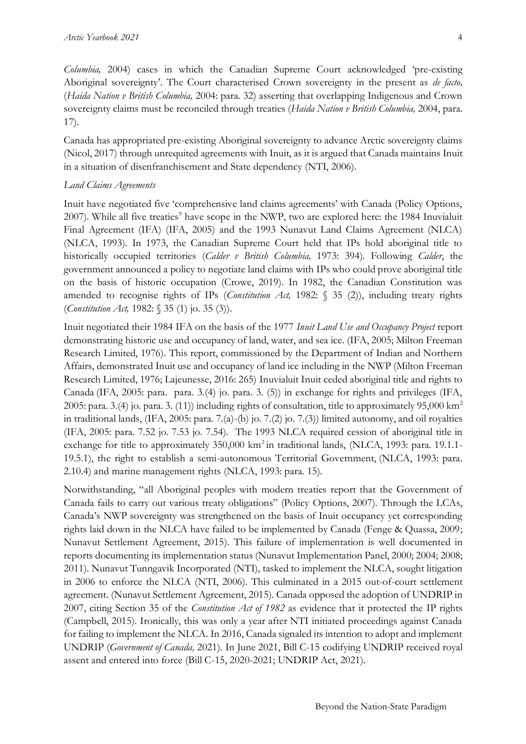*Columbia,* 2004) cases in which the Canadian Supreme Court acknowledged 'pre-existing Aboriginal sovereignty'. The Court characterised Crown sovereignty in the present as *de facto,* (*Haida Nation v British Columbia,* 2004: para. 32) asserting that overlapping Indigenous and Crown sovereignty claims must be reconciled through treaties (*Haida Nation v British Columbia,* 2004, para. 17).

Canada has appropriated pre-existing Aboriginal sovereignty to advance Arctic sovereignty claims (Nicol, 2017) through unrequited agreements with Inuit, as it is argued that Canada maintains Inuit in a situation of disenfranchisement and State dependency (NTI, 2006).

*Land Claims Agreements*

Inuit have negotiated five 'comprehensive land claims agreements' with Canada (Policy Options, 2007). While all five treaties[9] have scope in the NWP, two are explored here: the 1984 Inuvialuit Final Agreement (IFA) (IFA, 2005) and the 1993 Nunavut Land Claims Agreement (NLCA) (NLCA, 1993). In 1973, the Canadian Supreme Court held that IPs hold aboriginal title to historically occupied territories (*Calder v British Columbia,* 1973: 394). Following *Calder*, the government announced a policy to negotiate land claims with IPs who could prove aboriginal title on the basis of historic occupation (Crowe, 2019). In 1982, the Canadian Constitution was amended to recognise rights of IPs (*Constitution Act,* 1982: § 35 (2)), including treaty rights (*Constitution Act,* 1982: § 35 (1) jo. 35 (3)).

Inuit negotiated their 1984 IFA on the basis of the 1977 *Inuit Land Use and Occupancy Project* report demonstrating historic use and occupancy of land, water, and sea ice. (IFA, 2005; Milton Freeman Research Limited, 1976). This report, commissioned by the Department of Indian and Northern Affairs, demonstrated Inuit use and occupancy of land ice including in the NWP (Milton Freeman Research Limited, 1976; Lajeunesse, 2016: 265) Inuvialuit Inuit ceded aboriginal title and rights to Canada (IFA, 2005: para. 3.(4) jo. para. 3. (5)) in exchange for rights and privileges (IFA, 2005: para. 3.(4) jo. para. 3. (11)) including rights of consultation, title to approximately 95,000 km$^2$ in traditional lands, (IFA, 2005: para. 7.(a)-(b) jo. 7.(2) jo. 7.(3)) limited autonomy, and oil royalties (IFA, 2005: para. 7.52 jo. 7.53 jo. 7.54). The 1993 NLCA required cession of aboriginal title in exchange for title to approximately 350,000 km$^2$ in traditional lands, (NLCA, 1993: para. 19.1.1-19.5.1), the right to establish a semi-autonomous Territorial Government, (NLCA, 1993: para. 2.10.4) and marine management rights (NLCA, 1993: para. 15).

Notwithstanding, "all Aboriginal peoples with modern treaties report that the Government of Canada fails to carry out various treaty obligations" (Policy Options, 2007). Through the LCAs, Canada's NWP sovereignty was strengthened on the basis of Inuit occupancy yet corresponding rights laid down in the NLCA have failed to be implemented by Canada (Fenge & Quassa, 2009; Nunavut Settlement Agreement, 2015). This failure of implementation is well documented in reports documenting its implementation status (Nunavut Implementation Panel, 2000; 2004; 2008; 2011). Nunavut Tunngavik Incorporated (NTI), tasked to implement the NLCA, sought litigation in 2006 to enforce the NLCA (NTI, 2006). This culminated in a 2015 out-of-court settlement agreement. (Nunavut Settlement Agreement, 2015). Canada opposed the adoption of UNDRIP in 2007, citing Section 35 of the *Constitution Act of 1982* as evidence that it protected the IP rights (Campbell, 2015). Ironically, this was only a year after NTI initiated proceedings against Canada for failing to implement the NLCA. In 2016, Canada signaled its intention to adopt and implement UNDRIP (*Government of Canada,* 2021). In June 2021, Bill C-15 codifying UNDRIP received royal assent and entered into force (Bill C-15, 2020-2021; UNDRIP Act, 2021).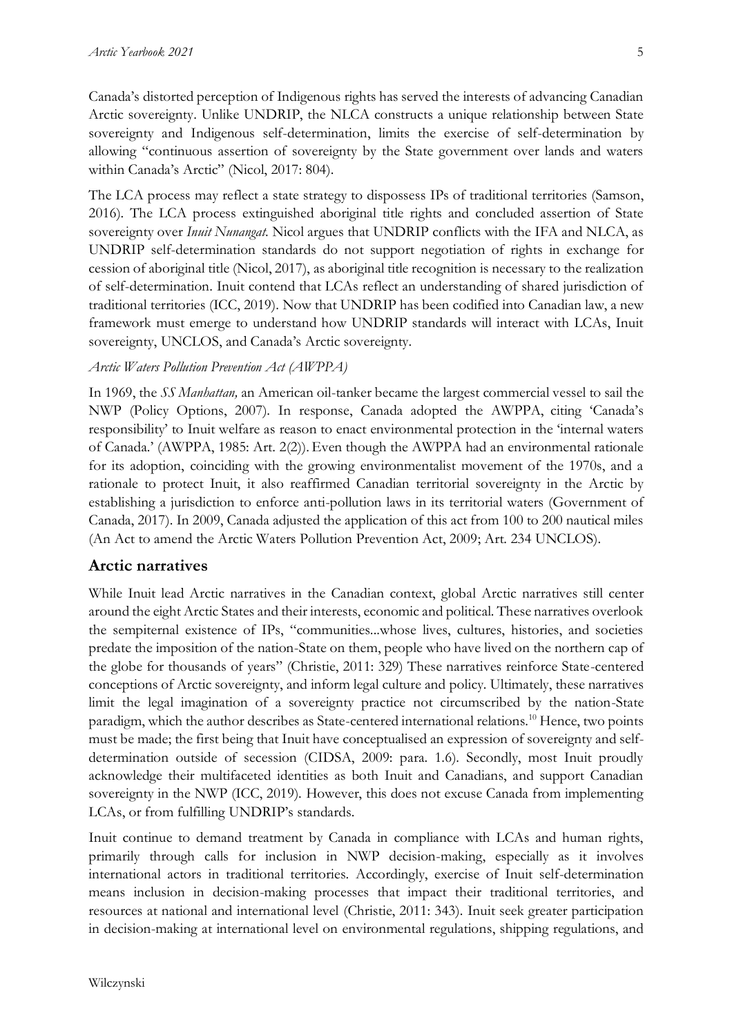Canada's distorted perception of Indigenous rights has served the interests of advancing Canadian Arctic sovereignty. Unlike UNDRIP, the NLCA constructs a unique relationship between State sovereignty and Indigenous self-determination, limits the exercise of self-determination by allowing "continuous assertion of sovereignty by the State government over lands and waters within Canada's Arctic" (Nicol, 2017: 804).

The LCA process may reflect a state strategy to dispossess IPs of traditional territories (Samson, 2016). The LCA process extinguished aboriginal title rights and concluded assertion of State sovereignty over *Inuit Nunangat*. Nicol argues that UNDRIP conflicts with the IFA and NLCA, as UNDRIP self-determination standards do not support negotiation of rights in exchange for cession of aboriginal title (Nicol, 2017), as aboriginal title recognition is necessary to the realization of self-determination. Inuit contend that LCAs reflect an understanding of shared jurisdiction of traditional territories (ICC, 2019). Now that UNDRIP has been codified into Canadian law, a new framework must emerge to understand how UNDRIP standards will interact with LCAs, Inuit sovereignty, UNCLOS, and Canada's Arctic sovereignty.

*Arctic Waters Pollution Prevention Act (AWPPA)*

In 1969, the *SS Manhattan,* an American oil-tanker became the largest commercial vessel to sail the NWP (Policy Options, 2007). In response, Canada adopted the AWPPA, citing 'Canada's responsibility' to Inuit welfare as reason to enact environmental protection in the 'internal waters of Canada.' (AWPPA, 1985: Art. 2(2)). Even though the AWPPA had an environmental rationale for its adoption, coinciding with the growing environmentalist movement of the 1970s, and a rationale to protect Inuit, it also reaffirmed Canadian territorial sovereignty in the Arctic by establishing a jurisdiction to enforce anti-pollution laws in its territorial waters (Government of Canada, 2017). In 2009, Canada adjusted the application of this act from 100 to 200 nautical miles (An Act to amend the Arctic Waters Pollution Prevention Act, 2009; Art. 234 UNCLOS).

## Arctic narratives

While Inuit lead Arctic narratives in the Canadian context, global Arctic narratives still center around the eight Arctic States and their interests, economic and political. These narratives overlook the sempiternal existence of IPs, "communities...whose lives, cultures, histories, and societies predate the imposition of the nation-State on them, people who have lived on the northern cap of the globe for thousands of years" (Christie, 2011: 329) These narratives reinforce State-centered conceptions of Arctic sovereignty, and inform legal culture and policy. Ultimately, these narratives limit the legal imagination of a sovereignty practice not circumscribed by the nation-State paradigm, which the author describes as State-centered international relations.[10] Hence, two points must be made; the first being that Inuit have conceptualised an expression of sovereignty and self-determination outside of secession (CIDSA, 2009: para. 1.6). Secondly, most Inuit proudly acknowledge their multifaceted identities as both Inuit and Canadians, and support Canadian sovereignty in the NWP (ICC, 2019). However, this does not excuse Canada from implementing LCAs, or from fulfilling UNDRIP's standards.

Inuit continue to demand treatment by Canada in compliance with LCAs and human rights, primarily through calls for inclusion in NWP decision-making, especially as it involves international actors in traditional territories. Accordingly, exercise of Inuit self-determination means inclusion in decision-making processes that impact their traditional territories, and resources at national and international level (Christie, 2011: 343). Inuit seek greater participation in decision-making at international level on environmental regulations, shipping regulations, and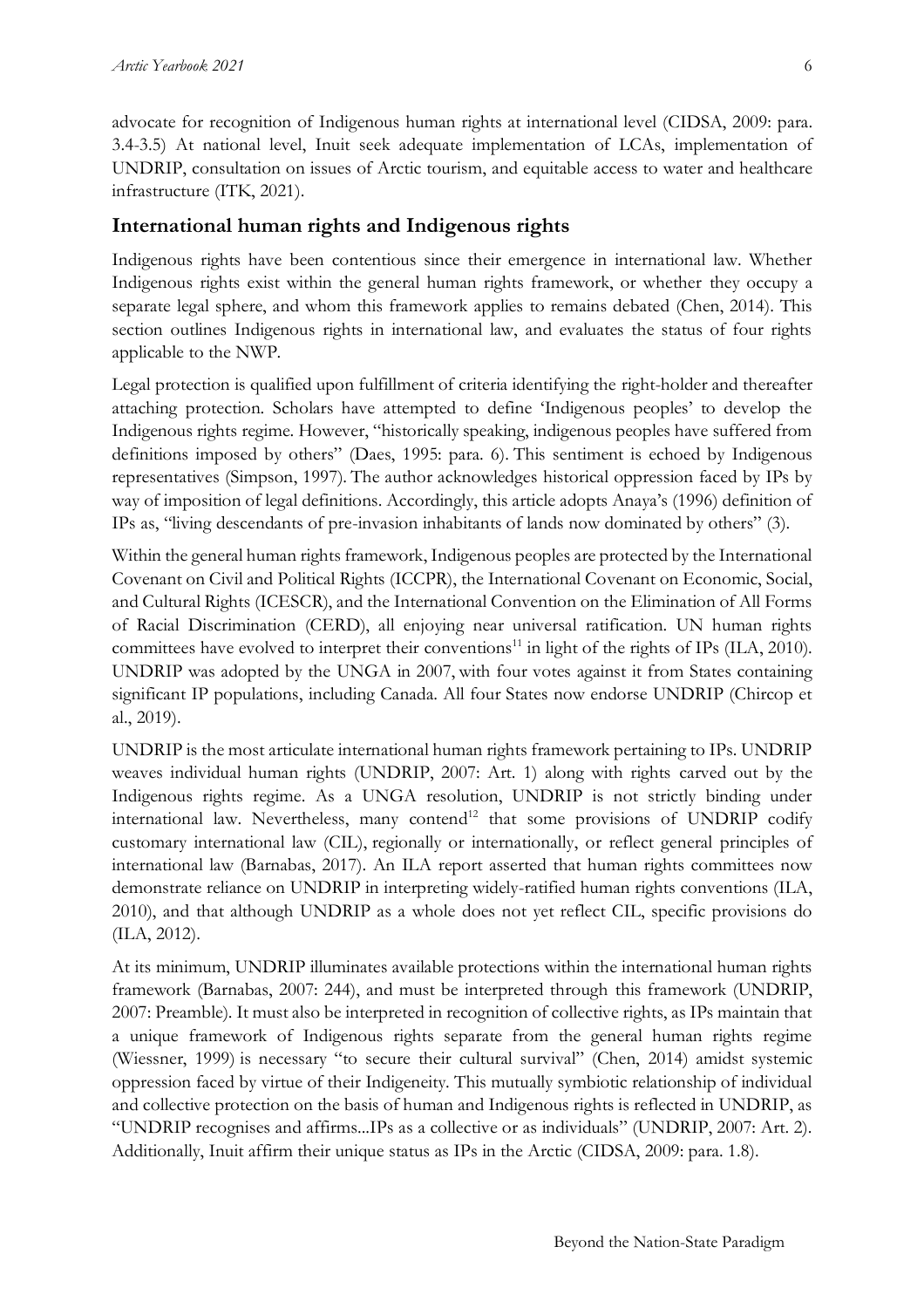advocate for recognition of Indigenous human rights at international level (CIDSA, 2009: para. 3.4-3.5) At national level, Inuit seek adequate implementation of LCAs, implementation of UNDRIP, consultation on issues of Arctic tourism, and equitable access to water and healthcare infrastructure (ITK, 2021).

## International human rights and Indigenous rights

Indigenous rights have been contentious since their emergence in international law. Whether Indigenous rights exist within the general human rights framework, or whether they occupy a separate legal sphere, and whom this framework applies to remains debated (Chen, 2014). This section outlines Indigenous rights in international law, and evaluates the status of four rights applicable to the NWP.

Legal protection is qualified upon fulfillment of criteria identifying the right-holder and thereafter attaching protection. Scholars have attempted to define 'Indigenous peoples' to develop the Indigenous rights regime. However, "historically speaking, indigenous peoples have suffered from definitions imposed by others" (Daes, 1995: para. 6). This sentiment is echoed by Indigenous representatives (Simpson, 1997). The author acknowledges historical oppression faced by IPs by way of imposition of legal definitions. Accordingly, this article adopts Anaya's (1996) definition of IPs as, "living descendants of pre-invasion inhabitants of lands now dominated by others" (3).

Within the general human rights framework, Indigenous peoples are protected by the International Covenant on Civil and Political Rights (ICCPR), the International Covenant on Economic, Social, and Cultural Rights (ICESCR), and the International Convention on the Elimination of All Forms of Racial Discrimination (CERD), all enjoying near universal ratification. UN human rights committees have evolved to interpret their conventions[11] in light of the rights of IPs (ILA, 2010). UNDRIP was adopted by the UNGA in 2007, with four votes against it from States containing significant IP populations, including Canada. All four States now endorse UNDRIP (Chircop et al., 2019).

UNDRIP is the most articulate international human rights framework pertaining to IPs. UNDRIP weaves individual human rights (UNDRIP, 2007: Art. 1) along with rights carved out by the Indigenous rights regime. As a UNGA resolution, UNDRIP is not strictly binding under international law. Nevertheless, many contend[12] that some provisions of UNDRIP codify customary international law (CIL), regionally or internationally, or reflect general principles of international law (Barnabas, 2017). An ILA report asserted that human rights committees now demonstrate reliance on UNDRIP in interpreting widely-ratified human rights conventions (ILA, 2010), and that although UNDRIP as a whole does not yet reflect CIL, specific provisions do (ILA, 2012).

At its minimum, UNDRIP illuminates available protections within the international human rights framework (Barnabas, 2007: 244), and must be interpreted through this framework (UNDRIP, 2007: Preamble). It must also be interpreted in recognition of collective rights, as IPs maintain that a unique framework of Indigenous rights separate from the general human rights regime (Wiessner, 1999) is necessary "to secure their cultural survival" (Chen, 2014) amidst systemic oppression faced by virtue of their Indigeneity. This mutually symbiotic relationship of individual and collective protection on the basis of human and Indigenous rights is reflected in UNDRIP, as "UNDRIP recognises and affirms...IPs as a collective or as individuals" (UNDRIP, 2007: Art. 2). Additionally, Inuit affirm their unique status as IPs in the Arctic (CIDSA, 2009: para. 1.8).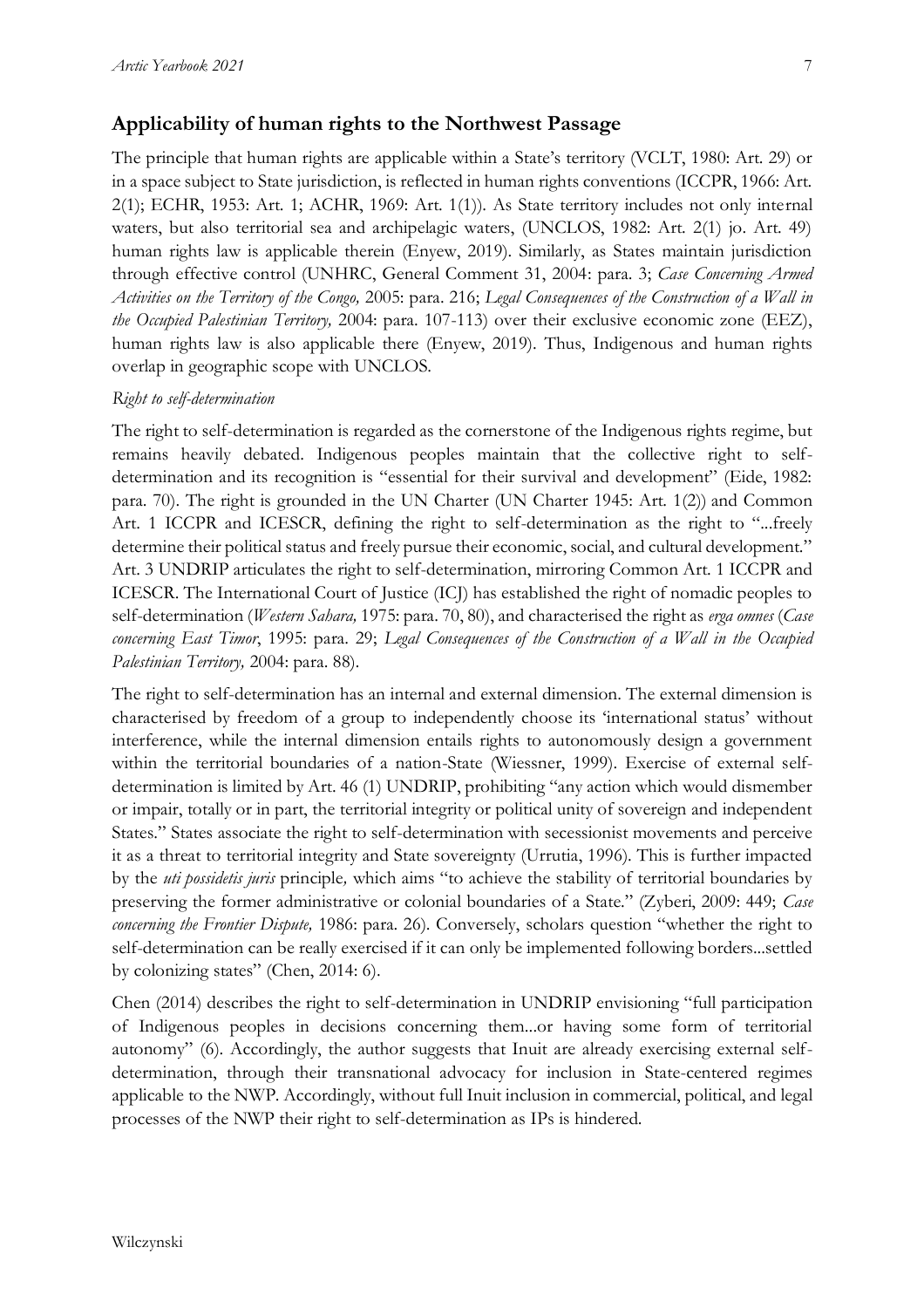## Applicability of human rights to the Northwest Passage

The principle that human rights are applicable within a State's territory (VCLT, 1980: Art. 29) or in a space subject to State jurisdiction, is reflected in human rights conventions (ICCPR, 1966: Art. 2(1); ECHR, 1953: Art. 1; ACHR, 1969: Art. 1(1)). As State territory includes not only internal waters, but also territorial sea and archipelagic waters, (UNCLOS, 1982: Art. 2(1) jo. Art. 49) human rights law is applicable therein (Enyew, 2019). Similarly, as States maintain jurisdiction through effective control (UNHRC, General Comment 31, 2004: para. 3; *Case Concerning Armed Activities on the Territory of the Congo,* 2005: para. 216; *Legal Consequences of the Construction of a Wall in the Occupied Palestinian Territory,* 2004: para. 107-113) over their exclusive economic zone (EEZ), human rights law is also applicable there (Enyew, 2019). Thus, Indigenous and human rights overlap in geographic scope with UNCLOS.

*Right to self-determination*

The right to self-determination is regarded as the cornerstone of the Indigenous rights regime, but remains heavily debated. Indigenous peoples maintain that the collective right to self-determination and its recognition is "essential for their survival and development" (Eide, 1982: para. 70). The right is grounded in the UN Charter (UN Charter 1945: Art. 1(2)) and Common Art. 1 ICCPR and ICESCR, defining the right to self-determination as the right to "...freely determine their political status and freely pursue their economic, social, and cultural development." Art. 3 UNDRIP articulates the right to self-determination, mirroring Common Art. 1 ICCPR and ICESCR. The International Court of Justice (ICJ) has established the right of nomadic peoples to self-determination (*Western Sahara,* 1975: para. 70, 80), and characterised the right as *erga omnes* (*Case concerning East Timor*, 1995: para. 29; *Legal Consequences of the Construction of a Wall in the Occupied Palestinian Territory,* 2004: para. 88).

The right to self-determination has an internal and external dimension. The external dimension is characterised by freedom of a group to independently choose its 'international status' without interference, while the internal dimension entails rights to autonomously design a government within the territorial boundaries of a nation-State (Wiessner, 1999). Exercise of external self-determination is limited by Art. 46 (1) UNDRIP, prohibiting "any action which would dismember or impair, totally or in part, the territorial integrity or political unity of sovereign and independent States." States associate the right to self-determination with secessionist movements and perceive it as a threat to territorial integrity and State sovereignty (Urrutia, 1996). This is further impacted by the *uti possidetis juris* principle*,* which aims "to achieve the stability of territorial boundaries by preserving the former administrative or colonial boundaries of a State." (Zyberi, 2009: 449; *Case concerning the Frontier Dispute,* 1986: para. 26). Conversely, scholars question "whether the right to self-determination can be really exercised if it can only be implemented following borders...settled by colonizing states" (Chen, 2014: 6).

Chen (2014) describes the right to self-determination in UNDRIP envisioning "full participation of Indigenous peoples in decisions concerning them...or having some form of territorial autonomy" (6). Accordingly, the author suggests that Inuit are already exercising external self-determination, through their transnational advocacy for inclusion in State-centered regimes applicable to the NWP. Accordingly, without full Inuit inclusion in commercial, political, and legal processes of the NWP their right to self-determination as IPs is hindered.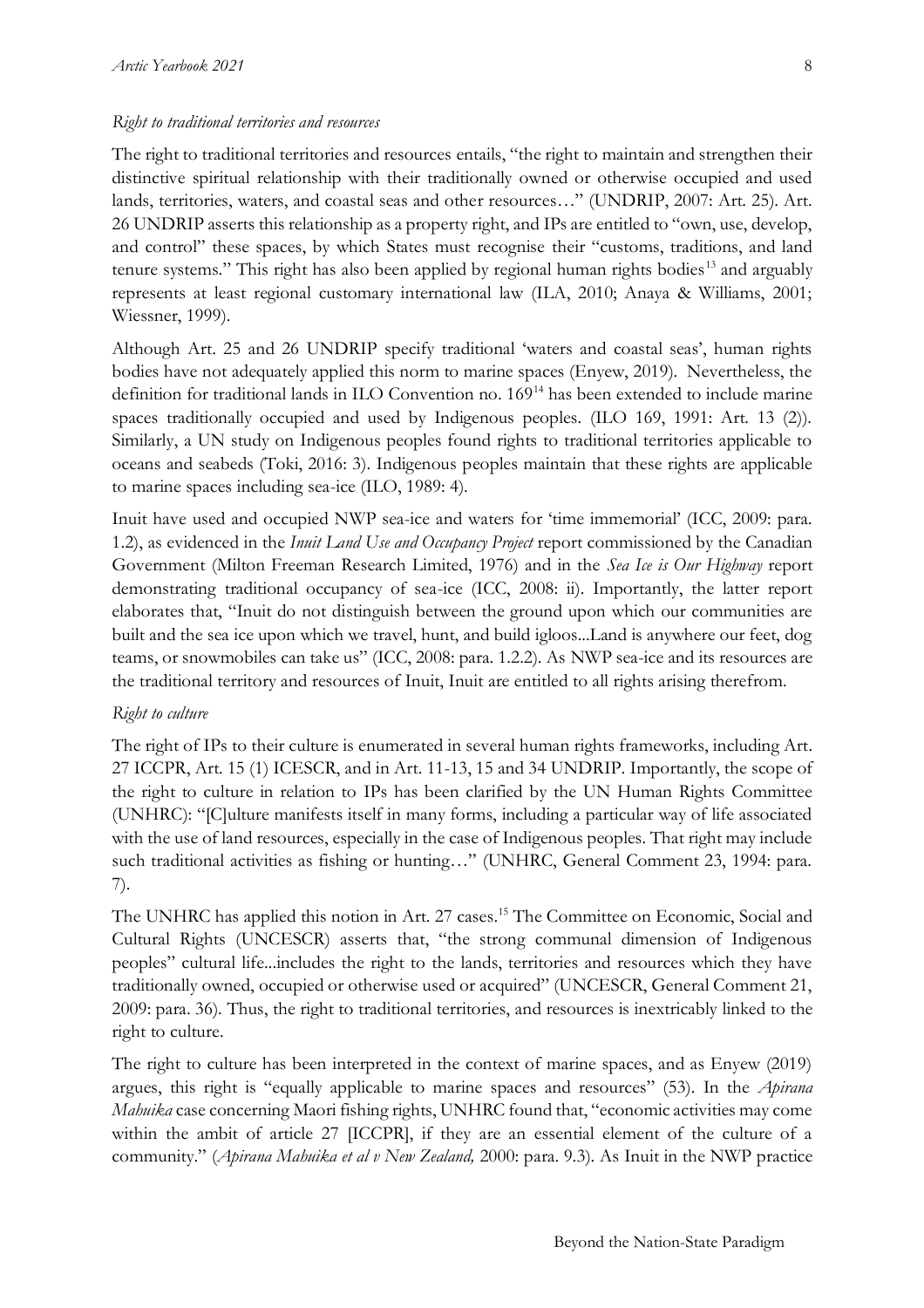*Right to traditional territories and resources*

The right to traditional territories and resources entails, "the right to maintain and strengthen their distinctive spiritual relationship with their traditionally owned or otherwise occupied and used lands, territories, waters, and coastal seas and other resources…" (UNDRIP, 2007: Art. 25). Art. 26 UNDRIP asserts this relationship as a property right, and IPs are entitled to "own, use, develop, and control" these spaces, by which States must recognise their "customs, traditions, and land tenure systems." This right has also been applied by regional human rights bodies[13] and arguably represents at least regional customary international law (ILA, 2010; Anaya & Williams, 2001; Wiessner, 1999).

Although Art. 25 and 26 UNDRIP specify traditional 'waters and coastal seas', human rights bodies have not adequately applied this norm to marine spaces (Enyew, 2019). Nevertheless, the definition for traditional lands in ILO Convention no. 169[14] has been extended to include marine spaces traditionally occupied and used by Indigenous peoples. (ILO 169, 1991: Art. 13 (2)). Similarly, a UN study on Indigenous peoples found rights to traditional territories applicable to oceans and seabeds (Toki, 2016: 3). Indigenous peoples maintain that these rights are applicable to marine spaces including sea-ice (ILO, 1989: 4).

Inuit have used and occupied NWP sea-ice and waters for 'time immemorial' (ICC, 2009: para. 1.2), as evidenced in the *Inuit Land Use and Occupancy Project* report commissioned by the Canadian Government (Milton Freeman Research Limited, 1976) and in the *Sea Ice is Our Highway* report demonstrating traditional occupancy of sea-ice (ICC, 2008: ii). Importantly, the latter report elaborates that, "Inuit do not distinguish between the ground upon which our communities are built and the sea ice upon which we travel, hunt, and build igloos...Land is anywhere our feet, dog teams, or snowmobiles can take us" (ICC, 2008: para. 1.2.2). As NWP sea-ice and its resources are the traditional territory and resources of Inuit, Inuit are entitled to all rights arising therefrom.

*Right to culture*

The right of IPs to their culture is enumerated in several human rights frameworks, including Art. 27 ICCPR, Art. 15 (1) ICESCR, and in Art. 11-13, 15 and 34 UNDRIP. Importantly, the scope of the right to culture in relation to IPs has been clarified by the UN Human Rights Committee (UNHRC): "[C]ulture manifests itself in many forms, including a particular way of life associated with the use of land resources, especially in the case of Indigenous peoples. That right may include such traditional activities as fishing or hunting…" (UNHRC, General Comment 23, 1994: para. 7).

The UNHRC has applied this notion in Art. 27 cases.[15] The Committee on Economic, Social and Cultural Rights (UNCESCR) asserts that, "the strong communal dimension of Indigenous peoples" cultural life...includes the right to the lands, territories and resources which they have traditionally owned, occupied or otherwise used or acquired" (UNCESCR, General Comment 21, 2009: para. 36). Thus, the right to traditional territories, and resources is inextricably linked to the right to culture.

The right to culture has been interpreted in the context of marine spaces, and as Enyew (2019) argues, this right is "equally applicable to marine spaces and resources" (53). In the *Apirana Mahuika* case concerning Maori fishing rights, UNHRC found that, "economic activities may come within the ambit of article 27 [ICCPR], if they are an essential element of the culture of a community." (*Apirana Mahuika et al v New Zealand,* 2000: para. 9.3). As Inuit in the NWP practice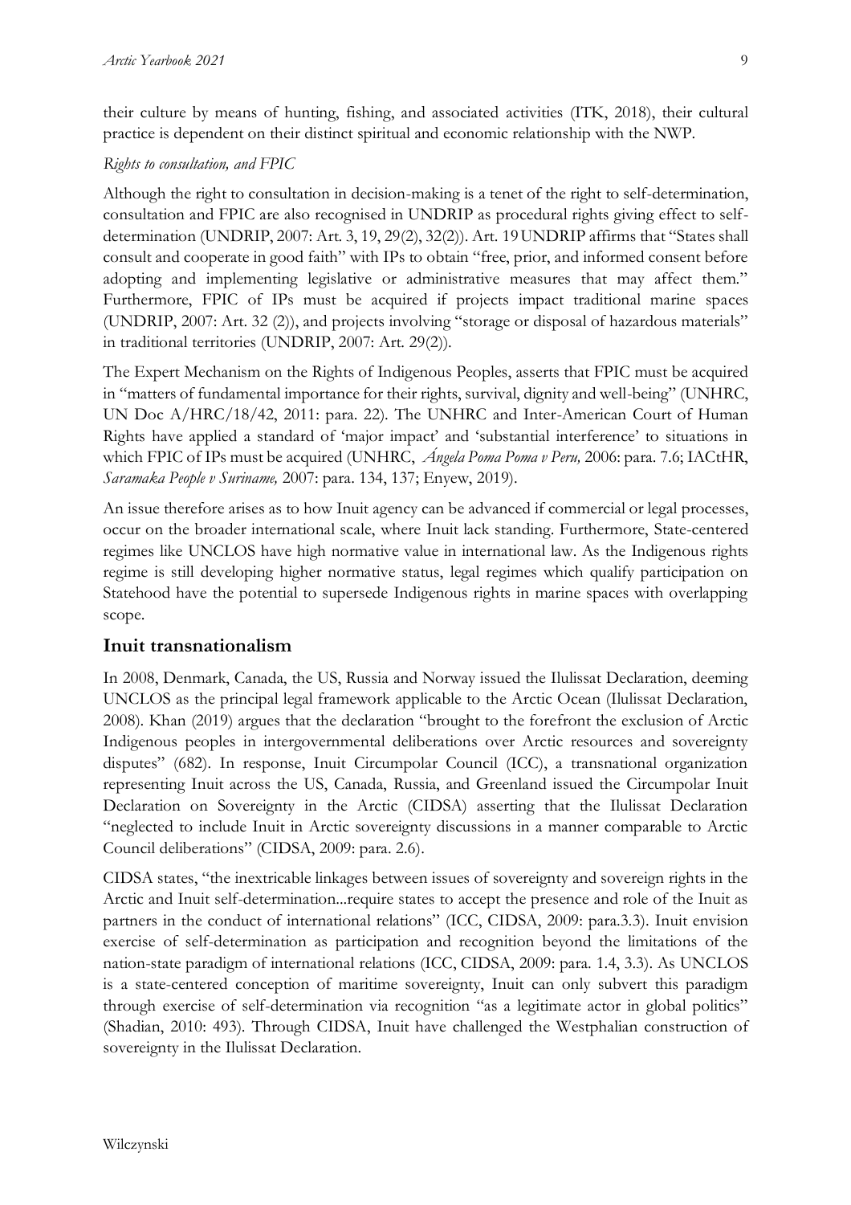their culture by means of hunting, fishing, and associated activities (ITK, 2018), their cultural practice is dependent on their distinct spiritual and economic relationship with the NWP.

*Rights to consultation, and FPIC*

Although the right to consultation in decision-making is a tenet of the right to self-determination, consultation and FPIC are also recognised in UNDRIP as procedural rights giving effect to self-determination (UNDRIP, 2007: Art. 3, 19, 29(2), 32(2)). Art. 19 UNDRIP affirms that "States shall consult and cooperate in good faith" with IPs to obtain "free, prior, and informed consent before adopting and implementing legislative or administrative measures that may affect them." Furthermore, FPIC of IPs must be acquired if projects impact traditional marine spaces (UNDRIP, 2007: Art. 32 (2)), and projects involving "storage or disposal of hazardous materials" in traditional territories (UNDRIP, 2007: Art. 29(2)).

The Expert Mechanism on the Rights of Indigenous Peoples, asserts that FPIC must be acquired in "matters of fundamental importance for their rights, survival, dignity and well-being" (UNHRC, UN Doc A/HRC/18/42, 2011: para. 22). The UNHRC and Inter-American Court of Human Rights have applied a standard of 'major impact' and 'substantial interference' to situations in which FPIC of IPs must be acquired (UNHRC, *Ángela Poma Poma v Peru,* 2006: para. 7.6; IACtHR, *Saramaka People v Suriname,* 2007: para. 134, 137; Enyew, 2019).

An issue therefore arises as to how Inuit agency can be advanced if commercial or legal processes, occur on the broader international scale, where Inuit lack standing. Furthermore, State-centered regimes like UNCLOS have high normative value in international law. As the Indigenous rights regime is still developing higher normative status, legal regimes which qualify participation on Statehood have the potential to supersede Indigenous rights in marine spaces with overlapping scope.

## Inuit transnationalism

In 2008, Denmark, Canada, the US, Russia and Norway issued the Ilulissat Declaration, deeming UNCLOS as the principal legal framework applicable to the Arctic Ocean (Ilulissat Declaration, 2008). Khan (2019) argues that the declaration "brought to the forefront the exclusion of Arctic Indigenous peoples in intergovernmental deliberations over Arctic resources and sovereignty disputes" (682). In response, Inuit Circumpolar Council (ICC), a transnational organization representing Inuit across the US, Canada, Russia, and Greenland issued the Circumpolar Inuit Declaration on Sovereignty in the Arctic (CIDSA) asserting that the Ilulissat Declaration "neglected to include Inuit in Arctic sovereignty discussions in a manner comparable to Arctic Council deliberations" (CIDSA, 2009: para. 2.6).

CIDSA states, "the inextricable linkages between issues of sovereignty and sovereign rights in the Arctic and Inuit self-determination...require states to accept the presence and role of the Inuit as partners in the conduct of international relations" (ICC, CIDSA, 2009: para.3.3). Inuit envision exercise of self-determination as participation and recognition beyond the limitations of the nation-state paradigm of international relations (ICC, CIDSA, 2009: para. 1.4, 3.3). As UNCLOS is a state-centered conception of maritime sovereignty, Inuit can only subvert this paradigm through exercise of self-determination via recognition "as a legitimate actor in global politics" (Shadian, 2010: 493). Through CIDSA, Inuit have challenged the Westphalian construction of sovereignty in the Ilulissat Declaration.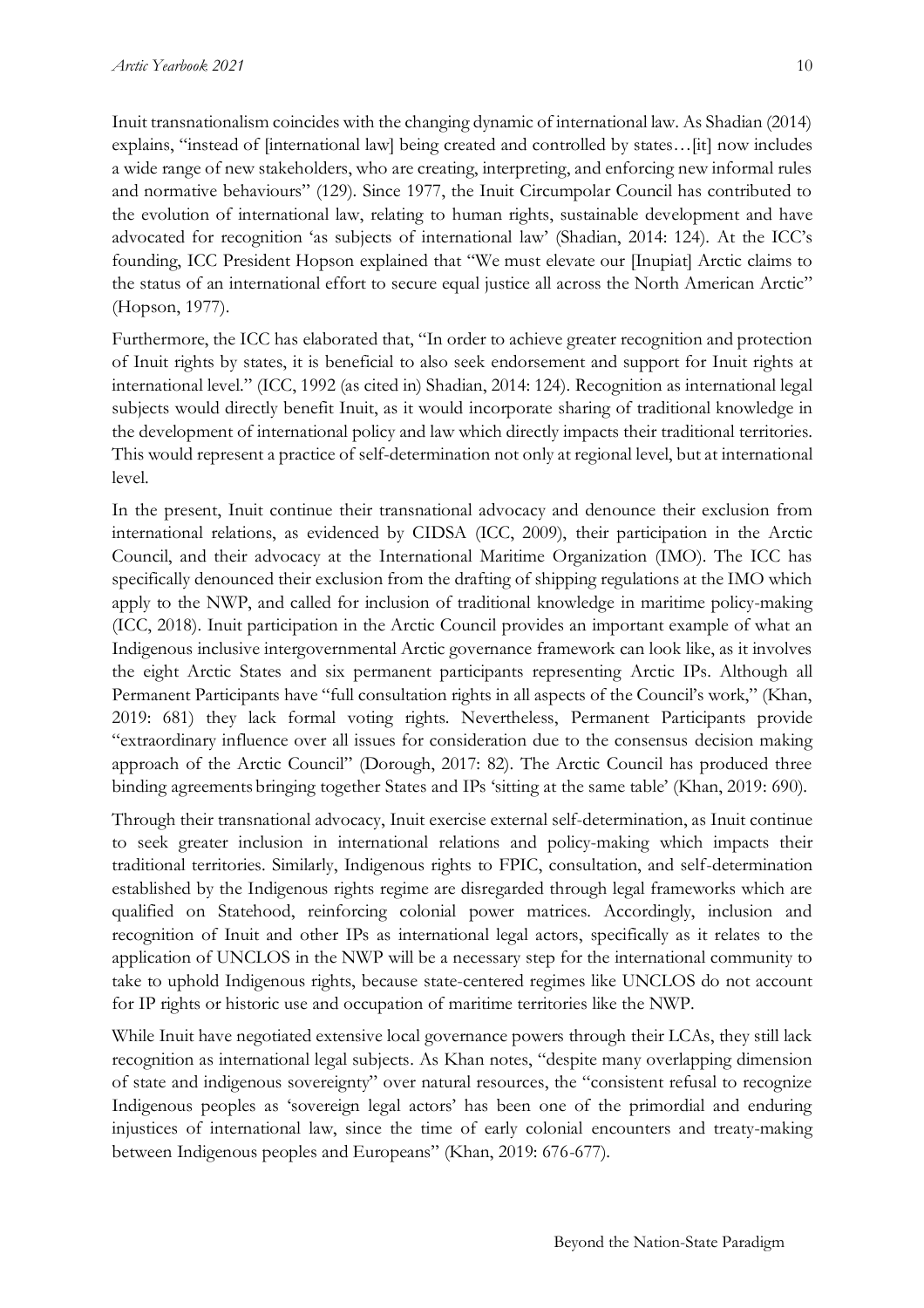Inuit transnationalism coincides with the changing dynamic of international law. As Shadian (2014) explains, "instead of [international law] being created and controlled by states…[it] now includes a wide range of new stakeholders, who are creating, interpreting, and enforcing new informal rules and normative behaviours" (129). Since 1977, the Inuit Circumpolar Council has contributed to the evolution of international law, relating to human rights, sustainable development and have advocated for recognition 'as subjects of international law' (Shadian, 2014: 124). At the ICC's founding, ICC President Hopson explained that "We must elevate our [Inupiat] Arctic claims to the status of an international effort to secure equal justice all across the North American Arctic" (Hopson, 1977).

Furthermore, the ICC has elaborated that, "In order to achieve greater recognition and protection of Inuit rights by states, it is beneficial to also seek endorsement and support for Inuit rights at international level." (ICC, 1992 (as cited in) Shadian, 2014: 124). Recognition as international legal subjects would directly benefit Inuit, as it would incorporate sharing of traditional knowledge in the development of international policy and law which directly impacts their traditional territories. This would represent a practice of self-determination not only at regional level, but at international level.

In the present, Inuit continue their transnational advocacy and denounce their exclusion from international relations, as evidenced by CIDSA (ICC, 2009), their participation in the Arctic Council, and their advocacy at the International Maritime Organization (IMO). The ICC has specifically denounced their exclusion from the drafting of shipping regulations at the IMO which apply to the NWP, and called for inclusion of traditional knowledge in maritime policy-making (ICC, 2018). Inuit participation in the Arctic Council provides an important example of what an Indigenous inclusive intergovernmental Arctic governance framework can look like, as it involves the eight Arctic States and six permanent participants representing Arctic IPs. Although all Permanent Participants have "full consultation rights in all aspects of the Council's work," (Khan, 2019: 681) they lack formal voting rights. Nevertheless, Permanent Participants provide "extraordinary influence over all issues for consideration due to the consensus decision making approach of the Arctic Council" (Dorough, 2017: 82). The Arctic Council has produced three binding agreements bringing together States and IPs 'sitting at the same table' (Khan, 2019: 690).

Through their transnational advocacy, Inuit exercise external self-determination, as Inuit continue to seek greater inclusion in international relations and policy-making which impacts their traditional territories. Similarly, Indigenous rights to FPIC, consultation, and self-determination established by the Indigenous rights regime are disregarded through legal frameworks which are qualified on Statehood, reinforcing colonial power matrices. Accordingly, inclusion and recognition of Inuit and other IPs as international legal actors, specifically as it relates to the application of UNCLOS in the NWP will be a necessary step for the international community to take to uphold Indigenous rights, because state-centered regimes like UNCLOS do not account for IP rights or historic use and occupation of maritime territories like the NWP.

While Inuit have negotiated extensive local governance powers through their LCAs, they still lack recognition as international legal subjects. As Khan notes, "despite many overlapping dimension of state and indigenous sovereignty" over natural resources, the "consistent refusal to recognize Indigenous peoples as 'sovereign legal actors' has been one of the primordial and enduring injustices of international law, since the time of early colonial encounters and treaty-making between Indigenous peoples and Europeans" (Khan, 2019: 676-677).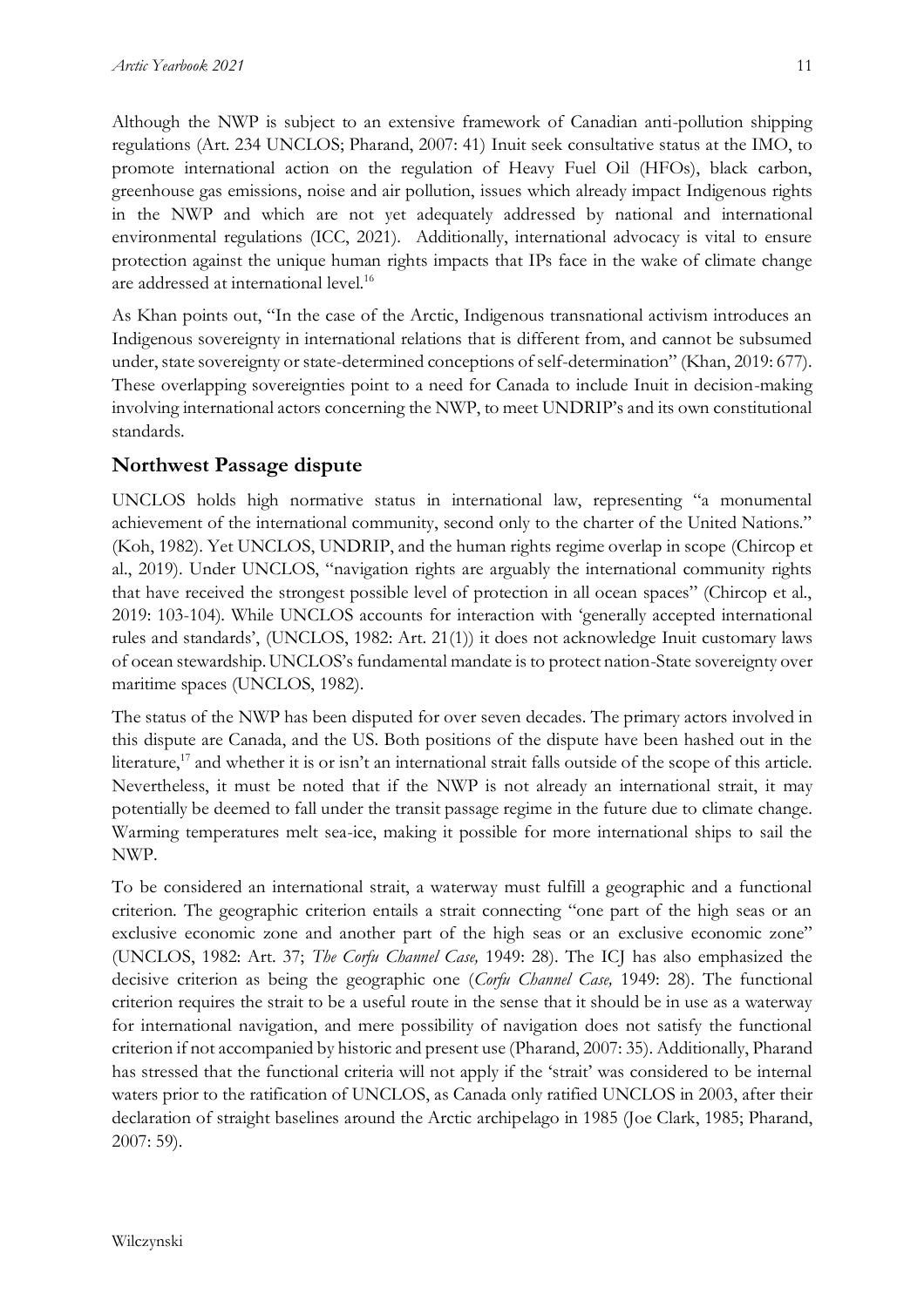Although the NWP is subject to an extensive framework of Canadian anti-pollution shipping regulations (Art. 234 UNCLOS; Pharand, 2007: 41) Inuit seek consultative status at the IMO, to promote international action on the regulation of Heavy Fuel Oil (HFOs), black carbon, greenhouse gas emissions, noise and air pollution, issues which already impact Indigenous rights in the NWP and which are not yet adequately addressed by national and international environmental regulations (ICC, 2021). Additionally, international advocacy is vital to ensure protection against the unique human rights impacts that IPs face in the wake of climate change are addressed at international level.[16]

As Khan points out, "In the case of the Arctic, Indigenous transnational activism introduces an Indigenous sovereignty in international relations that is different from, and cannot be subsumed under, state sovereignty or state-determined conceptions of self-determination" (Khan, 2019: 677). These overlapping sovereignties point to a need for Canada to include Inuit in decision-making involving international actors concerning the NWP, to meet UNDRIP's and its own constitutional standards.

## Northwest Passage dispute

UNCLOS holds high normative status in international law, representing "a monumental achievement of the international community, second only to the charter of the United Nations." (Koh, 1982). Yet UNCLOS, UNDRIP, and the human rights regime overlap in scope (Chircop et al., 2019). Under UNCLOS, "navigation rights are arguably the international community rights that have received the strongest possible level of protection in all ocean spaces" (Chircop et al., 2019: 103-104). While UNCLOS accounts for interaction with 'generally accepted international rules and standards', (UNCLOS, 1982: Art. 21(1)) it does not acknowledge Inuit customary laws of ocean stewardship. UNCLOS's fundamental mandate is to protect nation-State sovereignty over maritime spaces (UNCLOS, 1982).

The status of the NWP has been disputed for over seven decades. The primary actors involved in this dispute are Canada, and the US. Both positions of the dispute have been hashed out in the literature,[17] and whether it is or isn't an international strait falls outside of the scope of this article. Nevertheless, it must be noted that if the NWP is not already an international strait, it may potentially be deemed to fall under the transit passage regime in the future due to climate change. Warming temperatures melt sea-ice, making it possible for more international ships to sail the NWP.

To be considered an international strait, a waterway must fulfill a geographic and a functional criterion. The geographic criterion entails a strait connecting "one part of the high seas or an exclusive economic zone and another part of the high seas or an exclusive economic zone" (UNCLOS, 1982: Art. 37; *The Corfu Channel Case,* 1949: 28). The ICJ has also emphasized the decisive criterion as being the geographic one (*Corfu Channel Case,* 1949: 28). The functional criterion requires the strait to be a useful route in the sense that it should be in use as a waterway for international navigation, and mere possibility of navigation does not satisfy the functional criterion if not accompanied by historic and present use (Pharand, 2007: 35). Additionally, Pharand has stressed that the functional criteria will not apply if the 'strait' was considered to be internal waters prior to the ratification of UNCLOS, as Canada only ratified UNCLOS in 2003, after their declaration of straight baselines around the Arctic archipelago in 1985 (Joe Clark, 1985; Pharand, 2007: 59).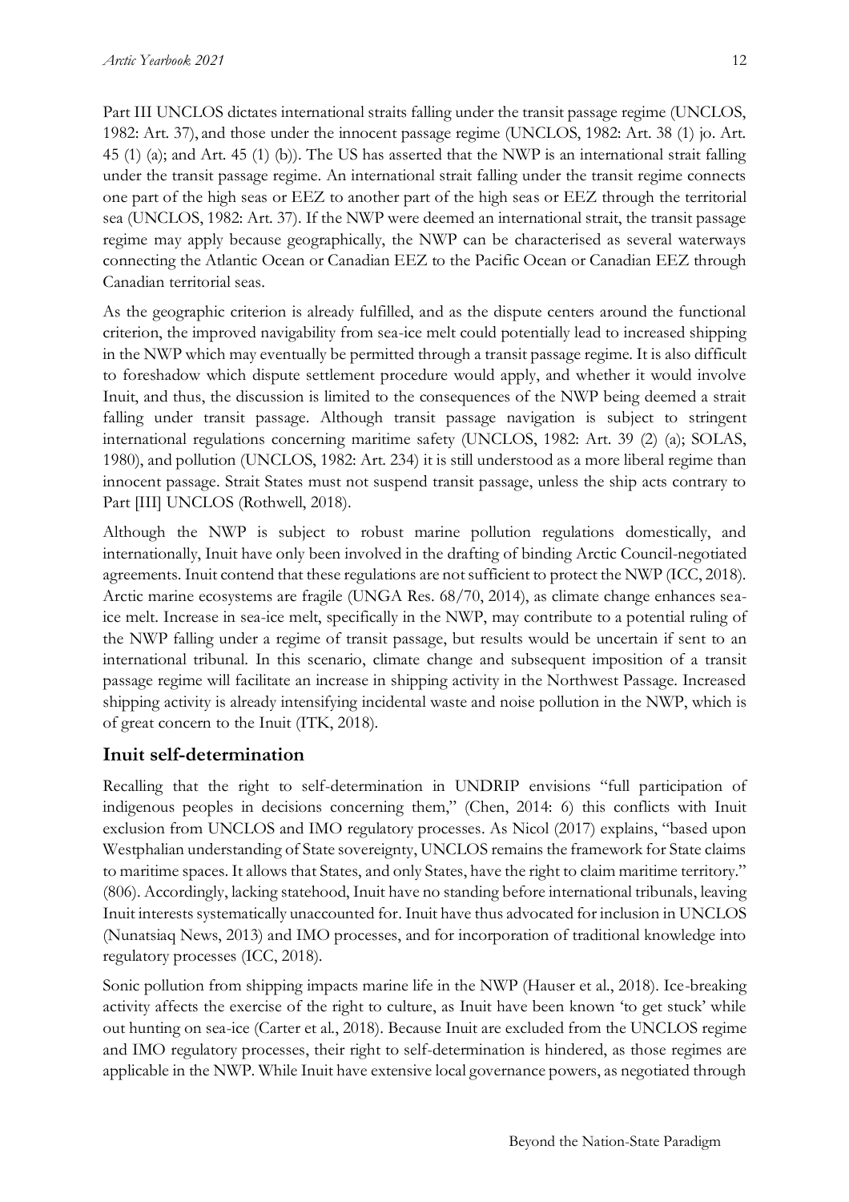Part III UNCLOS dictates international straits falling under the transit passage regime (UNCLOS, 1982: Art. 37), and those under the innocent passage regime (UNCLOS, 1982: Art. 38 (1) jo. Art. 45 (1) (a); and Art. 45 (1) (b)). The US has asserted that the NWP is an international strait falling under the transit passage regime. An international strait falling under the transit regime connects one part of the high seas or EEZ to another part of the high seas or EEZ through the territorial sea (UNCLOS, 1982: Art. 37). If the NWP were deemed an international strait, the transit passage regime may apply because geographically, the NWP can be characterised as several waterways connecting the Atlantic Ocean or Canadian EEZ to the Pacific Ocean or Canadian EEZ through Canadian territorial seas.

As the geographic criterion is already fulfilled, and as the dispute centers around the functional criterion, the improved navigability from sea-ice melt could potentially lead to increased shipping in the NWP which may eventually be permitted through a transit passage regime. It is also difficult to foreshadow which dispute settlement procedure would apply, and whether it would involve Inuit, and thus, the discussion is limited to the consequences of the NWP being deemed a strait falling under transit passage. Although transit passage navigation is subject to stringent international regulations concerning maritime safety (UNCLOS, 1982: Art. 39 (2) (a); SOLAS, 1980), and pollution (UNCLOS, 1982: Art. 234) it is still understood as a more liberal regime than innocent passage. Strait States must not suspend transit passage, unless the ship acts contrary to Part [III] UNCLOS (Rothwell, 2018).

Although the NWP is subject to robust marine pollution regulations domestically, and internationally, Inuit have only been involved in the drafting of binding Arctic Council-negotiated agreements. Inuit contend that these regulations are not sufficient to protect the NWP (ICC, 2018). Arctic marine ecosystems are fragile (UNGA Res. 68/70, 2014), as climate change enhances sea-ice melt. Increase in sea-ice melt, specifically in the NWP, may contribute to a potential ruling of the NWP falling under a regime of transit passage, but results would be uncertain if sent to an international tribunal. In this scenario, climate change and subsequent imposition of a transit passage regime will facilitate an increase in shipping activity in the Northwest Passage. Increased shipping activity is already intensifying incidental waste and noise pollution in the NWP, which is of great concern to the Inuit (ITK, 2018).

## Inuit self-determination

Recalling that the right to self-determination in UNDRIP envisions "full participation of indigenous peoples in decisions concerning them," (Chen, 2014: 6) this conflicts with Inuit exclusion from UNCLOS and IMO regulatory processes. As Nicol (2017) explains, "based upon Westphalian understanding of State sovereignty, UNCLOS remains the framework for State claims to maritime spaces. It allows that States, and only States, have the right to claim maritime territory." (806). Accordingly, lacking statehood, Inuit have no standing before international tribunals, leaving Inuit interests systematically unaccounted for. Inuit have thus advocated for inclusion in UNCLOS (Nunatsiaq News, 2013) and IMO processes, and for incorporation of traditional knowledge into regulatory processes (ICC, 2018).

Sonic pollution from shipping impacts marine life in the NWP (Hauser et al., 2018). Ice-breaking activity affects the exercise of the right to culture, as Inuit have been known 'to get stuck' while out hunting on sea-ice (Carter et al., 2018). Because Inuit are excluded from the UNCLOS regime and IMO regulatory processes, their right to self-determination is hindered, as those regimes are applicable in the NWP. While Inuit have extensive local governance powers, as negotiated through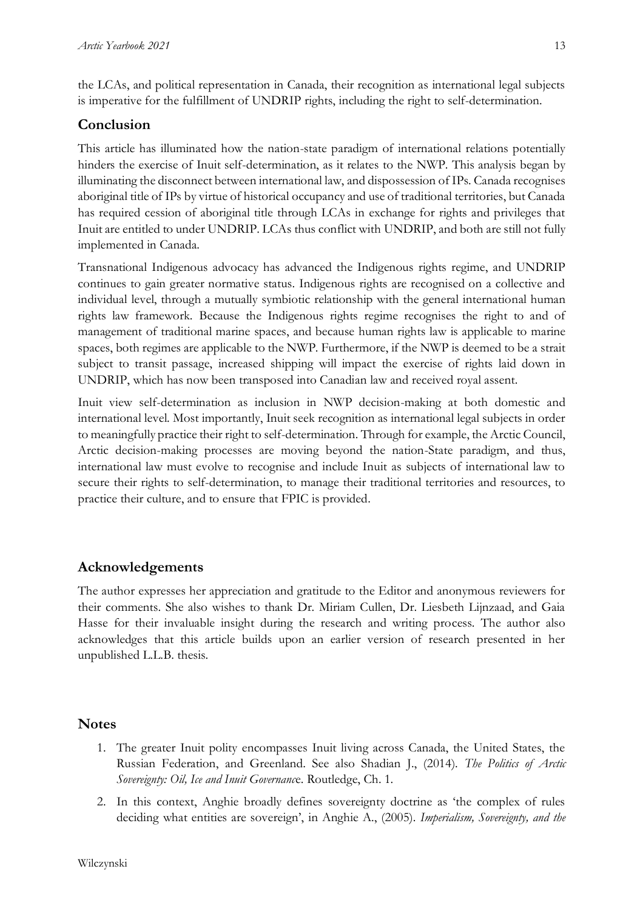the LCAs, and political representation in Canada, their recognition as international legal subjects is imperative for the fulfillment of UNDRIP rights, including the right to self-determination.

## Conclusion

This article has illuminated how the nation-state paradigm of international relations potentially hinders the exercise of Inuit self-determination, as it relates to the NWP. This analysis began by illuminating the disconnect between international law, and dispossession of IPs. Canada recognises aboriginal title of IPs by virtue of historical occupancy and use of traditional territories, but Canada has required cession of aboriginal title through LCAs in exchange for rights and privileges that Inuit are entitled to under UNDRIP. LCAs thus conflict with UNDRIP, and both are still not fully implemented in Canada.

Transnational Indigenous advocacy has advanced the Indigenous rights regime, and UNDRIP continues to gain greater normative status. Indigenous rights are recognised on a collective and individual level, through a mutually symbiotic relationship with the general international human rights law framework. Because the Indigenous rights regime recognises the right to and of management of traditional marine spaces, and because human rights law is applicable to marine spaces, both regimes are applicable to the NWP. Furthermore, if the NWP is deemed to be a strait subject to transit passage, increased shipping will impact the exercise of rights laid down in UNDRIP, which has now been transposed into Canadian law and received royal assent.

Inuit view self-determination as inclusion in NWP decision-making at both domestic and international level. Most importantly, Inuit seek recognition as international legal subjects in order to meaningfully practice their right to self-determination. Through for example, the Arctic Council, Arctic decision-making processes are moving beyond the nation-State paradigm, and thus, international law must evolve to recognise and include Inuit as subjects of international law to secure their rights to self-determination, to manage their traditional territories and resources, to practice their culture, and to ensure that FPIC is provided.

## Acknowledgements

The author expresses her appreciation and gratitude to the Editor and anonymous reviewers for their comments. She also wishes to thank Dr. Miriam Cullen, Dr. Liesbeth Lijnzaad, and Gaia Hasse for their invaluable insight during the research and writing process. The author also acknowledges that this article builds upon an earlier version of research presented in her unpublished L.L.B. thesis.

## Notes

1. The greater Inuit polity encompasses Inuit living across Canada, the United States, the Russian Federation, and Greenland. See also Shadian J., (2014). *The Politics of Arctic Sovereignty: Oil, Ice and Inuit Governance*. Routledge, Ch. 1.
2. In this context, Anghie broadly defines sovereignty doctrine as 'the complex of rules deciding what entities are sovereign', in Anghie A., (2005). *Imperialism, Sovereignty, and the*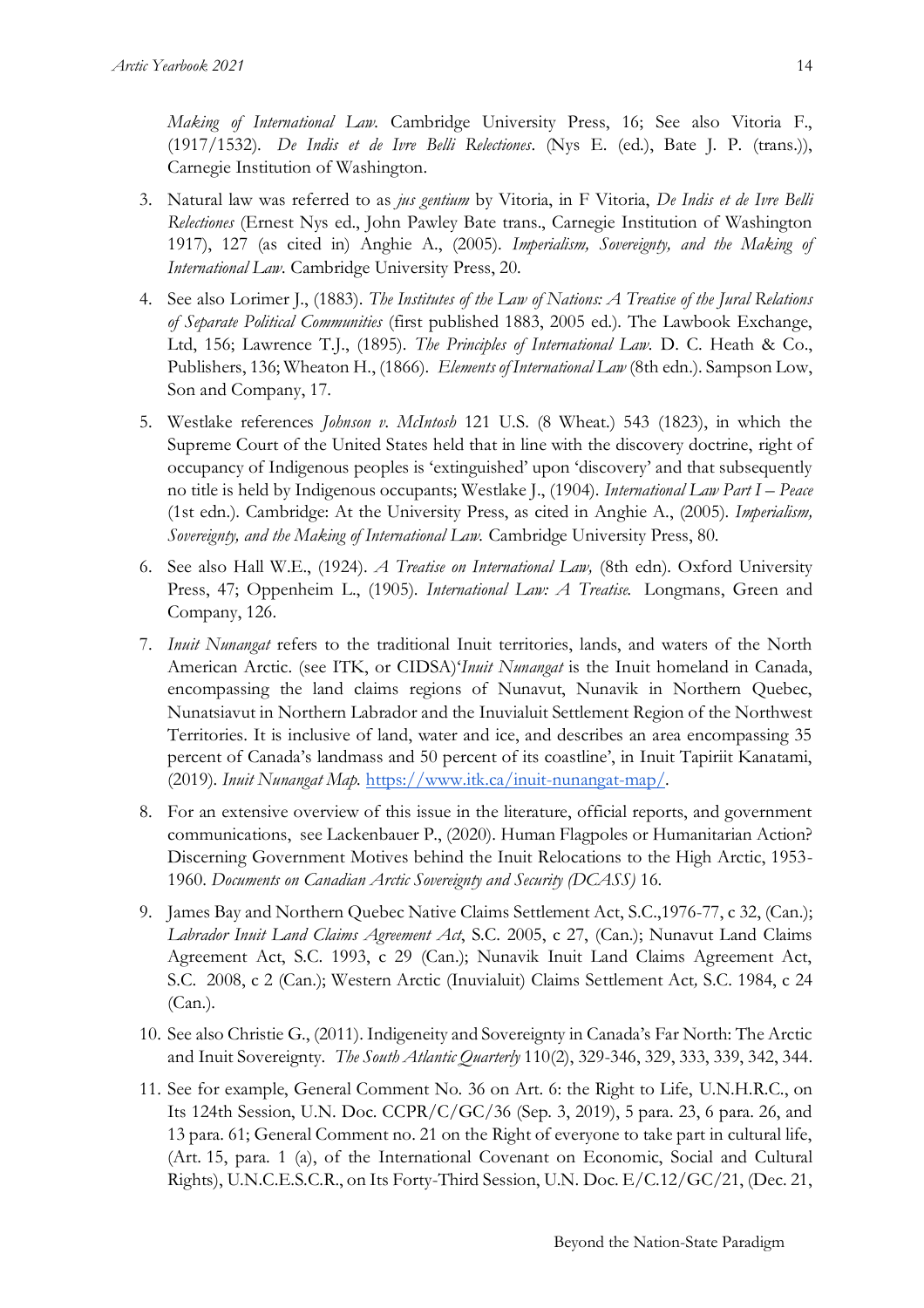*Making of International Law*. Cambridge University Press, 16; See also Vitoria F., (1917/1532). *De Indis et de Ivre Belli Relectiones*. (Nys E. (ed.), Bate J. P. (trans.)), Carnegie Institution of Washington.

3. Natural law was referred to as *jus gentium* by Vitoria, in F Vitoria, *De Indis et de Ivre Belli Relectiones* (Ernest Nys ed., John Pawley Bate trans., Carnegie Institution of Washington 1917), 127 (as cited in) Anghie A., (2005). *Imperialism, Sovereignty, and the Making of International Law*. Cambridge University Press, 20.

4. See also Lorimer J., (1883). *The Institutes of the Law of Nations: A Treatise of the Jural Relations of Separate Political Communities* (first published 1883, 2005 ed.). The Lawbook Exchange, Ltd, 156; Lawrence T.J., (1895). *The Principles of International Law*. D. C. Heath & Co., Publishers, 136; Wheaton H., (1866). *Elements of International Law* (8th edn.). Sampson Low, Son and Company, 17.

5. Westlake references *Johnson v. McIntosh* 121 U.S. (8 Wheat.) 543 (1823), in which the Supreme Court of the United States held that in line with the discovery doctrine, right of occupancy of Indigenous peoples is 'extinguished' upon 'discovery' and that subsequently no title is held by Indigenous occupants; Westlake J., (1904). *International Law Part I – Peace* (1st edn.). Cambridge: At the University Press, as cited in Anghie A., (2005). *Imperialism, Sovereignty, and the Making of International Law*. Cambridge University Press, 80.

6. See also Hall W.E., (1924). *A Treatise on International Law,* (8th edn). Oxford University Press, 47; Oppenheim L., (1905). *International Law: A Treatise.* Longmans, Green and Company, 126.

7. *Inuit Nunangat* refers to the traditional Inuit territories, lands, and waters of the North American Arctic. (see ITK, or CIDSA)'*Inuit Nunangat* is the Inuit homeland in Canada, encompassing the land claims regions of Nunavut, Nunavik in Northern Quebec, Nunatsiavut in Northern Labrador and the Inuvialuit Settlement Region of the Northwest Territories. It is inclusive of land, water and ice, and describes an area encompassing 35 percent of Canada's landmass and 50 percent of its coastline', in Inuit Tapiriit Kanatami, (2019). *Inuit Nunangat Map*. https://www.itk.ca/inuit-nunangat-map/.

8. For an extensive overview of this issue in the literature, official reports, and government communications, see Lackenbauer P., (2020). Human Flagpoles or Humanitarian Action? Discerning Government Motives behind the Inuit Relocations to the High Arctic, 1953-1960. *Documents on Canadian Arctic Sovereignty and Security (DCASS)* 16.

9. James Bay and Northern Quebec Native Claims Settlement Act, S.C.,1976-77, c 32, (Can.); *Labrador Inuit Land Claims Agreement Act*, S.C. 2005, c 27, (Can.); Nunavut Land Claims Agreement Act, S.C. 1993, c 29 (Can.); Nunavik Inuit Land Claims Agreement Act, S.C. 2008, c 2 (Can.); Western Arctic (Inuvialuit) Claims Settlement Act*,* S.C. 1984, c 24 (Can.).

10. See also Christie G., (2011). Indigeneity and Sovereignty in Canada's Far North: The Arctic and Inuit Sovereignty. *The South Atlantic Quarterly* 110(2), 329-346, 329, 333, 339, 342, 344.

11. See for example, General Comment No. 36 on Art. 6: the Right to Life, U.N.H.R.C., on Its 124th Session, U.N. Doc. CCPR/C/GC/36 (Sep. 3, 2019), 5 para. 23, 6 para. 26, and 13 para. 61; General Comment no. 21 on the Right of everyone to take part in cultural life, (Art. 15, para. 1 (a), of the International Covenant on Economic, Social and Cultural Rights), U.N.C.E.S.C.R., on Its Forty-Third Session, U.N. Doc. E/C.12/GC/21, (Dec. 21,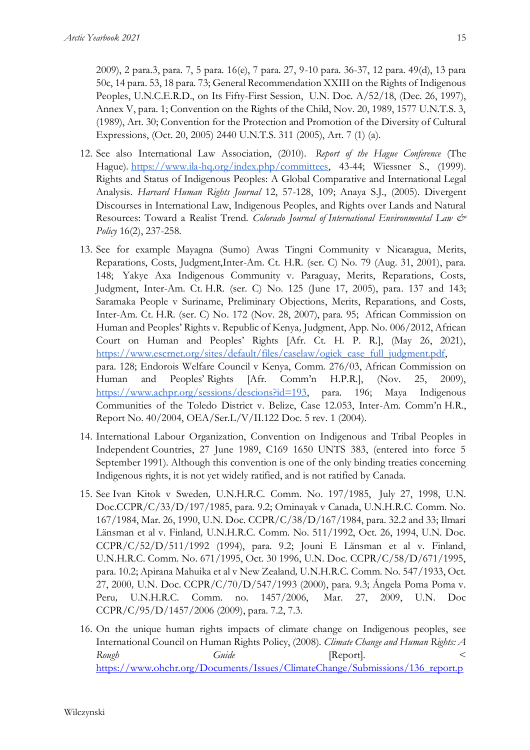2009), 2 para.3, para. 7, 5 para. 16(e), 7 para. 27, 9-10 para. 36-37, 12 para. 49(d), 13 para 50c, 14 para. 53, 18 para. 73; General Recommendation XXIII on the Rights of Indigenous Peoples, U.N.C.E.R.D., on Its Fifty-First Session, U.N. Doc. A/52/18, (Dec. 26, 1997), Annex V, para. 1; Convention on the Rights of the Child, Nov. 20, 1989, 1577 U.N.T.S. 3, (1989), Art. 30; Convention for the Protection and Promotion of the Diversity of Cultural Expressions, (Oct. 20, 2005) 2440 U.N.T.S. 311 (2005), Art. 7 (1) (a).

12. See also International Law Association, (2010). *Report of the Hague Conference* (The Hague). https://www.ila-hq.org/index.php/committees, 43-44; Wiessner S., (1999). Rights and Status of Indigenous Peoples: A Global Comparative and International Legal Analysis. *Harvard Human Rights Journal* 12, 57-128, 109; Anaya S.J., (2005). Divergent Discourses in International Law, Indigenous Peoples, and Rights over Lands and Natural Resources: Toward a Realist Trend. *Colorado Journal of International Environmental Law & Policy* 16(2), 237-258.
13. See for example Mayagna (Sumo) Awas Tingni Community v Nicaragua, Merits, Reparations, Costs, Judgment,Inter-Am. Ct. H.R. (ser. C) No. 79 (Aug. 31, 2001), para. 148; Yakye Axa Indigenous Community v. Paraguay, Merits, Reparations, Costs, Judgment, Inter-Am. Ct. H.R. (ser. C) No. 125 (June 17, 2005), para. 137 and 143; Saramaka People v Suriname, Preliminary Objections, Merits, Reparations, and Costs, Inter-Am. Ct. H.R. (ser. C) No. 172 (Nov. 28, 2007), para. 95; African Commission on Human and Peoples' Rights v. Republic of Kenya*,* Judgment, App. No. 006/2012, African Court on Human and Peoples' Rights [Afr. Ct. H. P. R.], (May 26, 2021), https://www.escrnet.org/sites/default/files/caselaw/ogiek_case_full_judgment.pdf, para. 128; Endorois Welfare Council v Kenya, Comm. 276/03, African Commission on Human and Peoples' Rights [Afr. Comm'n H.P.R.], (Nov. 25, 2009), https://www.achpr.org/sessions/descions?id=193, para. 196; Maya Indigenous Communities of the Toledo District v. Belize, Case 12.053, Inter-Am. Comm'n H.R., Report No. 40/2004, OEA/Ser.L/V/II.122 Doc. 5 rev. 1 (2004).
14. International Labour Organization, Convention on Indigenous and Tribal Peoples in Independent Countries, 27 June 1989, C169 1650 UNTS 383, (entered into force 5 September 1991). Although this convention is one of the only binding treaties concerning Indigenous rights, it is not yet widely ratified, and is not ratified by Canada.
15. See Ivan Kitok v Sweden*,* U.N.H.R.C. Comm. No. 197/1985, July 27, 1998, U.N. Doc.CCPR/C/33/D/197/1985, para. 9.2; Ominayak v Canada, U.N.H.R.C. Comm. No. 167/1984, Mar. 26, 1990, U.N. Doc. CCPR/C/38/D/167/1984, para. 32.2 and 33; Ilmari Länsman et al v. Finland*,* U.N.H.R.C. Comm. No. 511/1992, Oct. 26, 1994, U.N. Doc. CCPR/C/52/D/511/1992 (1994), para. 9.2; Jouni E Länsman et al v. Finland, U.N.H.R.C. Comm. No. 671/1995, Oct. 30 1996, U.N. Doc. CCPR/C/58/D/671/1995, para. 10.2; Apirana Mahuika et al v New Zealand*,* U.N.H.R.C. Comm. No. 547/1933, Oct. 27, 2000*,* U.N. Doc. CCPR/C/70/D/547/1993 (2000), para. 9.3; Ángela Poma Poma v. Peru*,* U.N.H.R.C. Comm. no. 1457/2006, Mar. 27, 2009, U.N. Doc CCPR/C/95/D/1457/2006 (2009), para. 7.2, 7.3.
16. On the unique human rights impacts of climate change on Indigenous peoples, see International Council on Human Rights Policy, (2008). *Climate Change and Human Rights: A Rough Guide* [Report]. < https://www.ohchr.org/Documents/Issues/ClimateChange/Submissions/136_report.p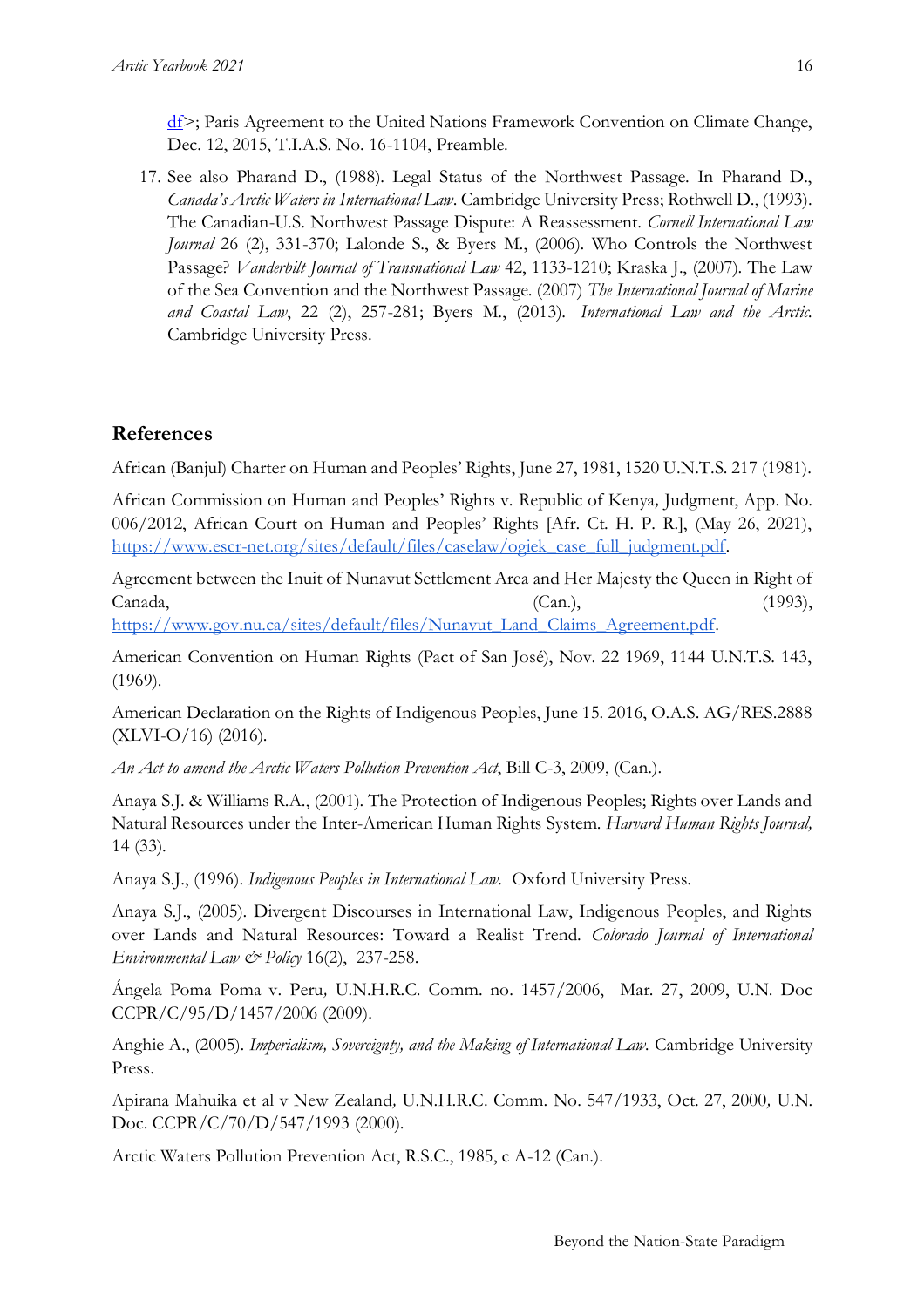df>; Paris Agreement to the United Nations Framework Convention on Climate Change, Dec. 12, 2015, T.I.A.S. No. 16-1104, Preamble.

17. See also Pharand D., (1988). Legal Status of the Northwest Passage. In Pharand D., *Canada's Arctic Waters in International Law*. Cambridge University Press; Rothwell D., (1993). The Canadian-U.S. Northwest Passage Dispute: A Reassessment. *Cornell International Law Journal* 26 (2), 331-370; Lalonde S., & Byers M., (2006). Who Controls the Northwest Passage? *Vanderbilt Journal of Transnational Law* 42, 1133-1210; Kraska J., (2007). The Law of the Sea Convention and the Northwest Passage. (2007) *The International Journal of Marine and Coastal Law*, 22 (2), 257-281; Byers M., (2013). *International Law and the Arctic.* Cambridge University Press.

## References

African (Banjul) Charter on Human and Peoples' Rights, June 27, 1981, 1520 U.N.T.S. 217 (1981).

African Commission on Human and Peoples' Rights v. Republic of Kenya*,* Judgment, App. No. 006/2012, African Court on Human and Peoples' Rights [Afr. Ct. H. P. R.], (May 26, 2021), https://www.escr-net.org/sites/default/files/caselaw/ogiek_case_full_judgment.pdf.

Agreement between the Inuit of Nunavut Settlement Area and Her Majesty the Queen in Right of Canada, (Can.), (1993), https://www.gov.nu.ca/sites/default/files/Nunavut_Land_Claims_Agreement.pdf.

American Convention on Human Rights (Pact of San José), Nov. 22 1969, 1144 U.N.T.S. 143, (1969).

American Declaration on the Rights of Indigenous Peoples, June 15. 2016, O.A.S. AG/RES.2888 (XLVI-O/16) (2016).

*An Act to amend the Arctic Waters Pollution Prevention Act*, Bill C-3, 2009, (Can.).

Anaya S.J. & Williams R.A., (2001). The Protection of Indigenous Peoples; Rights over Lands and Natural Resources under the Inter-American Human Rights System. *Harvard Human Rights Journal,* 14 (33).

Anaya S.J., (1996). *Indigenous Peoples in International Law.* Oxford University Press.

Anaya S.J., (2005). Divergent Discourses in International Law, Indigenous Peoples, and Rights over Lands and Natural Resources: Toward a Realist Trend. *Colorado Journal of International Environmental Law & Policy* 16(2), 237-258.

Ángela Poma Poma v. Peru*,* U.N.H.R.C. Comm. no. 1457/2006, Mar. 27, 2009, U.N. Doc CCPR/C/95/D/1457/2006 (2009).

Anghie A., (2005). *Imperialism, Sovereignty, and the Making of International Law.* Cambridge University Press.

Apirana Mahuika et al v New Zealand*,* U.N.H.R.C. Comm. No. 547/1933, Oct. 27, 2000*,* U.N. Doc. CCPR/C/70/D/547/1993 (2000).

Arctic Waters Pollution Prevention Act, R.S.C., 1985, c A-12 (Can.).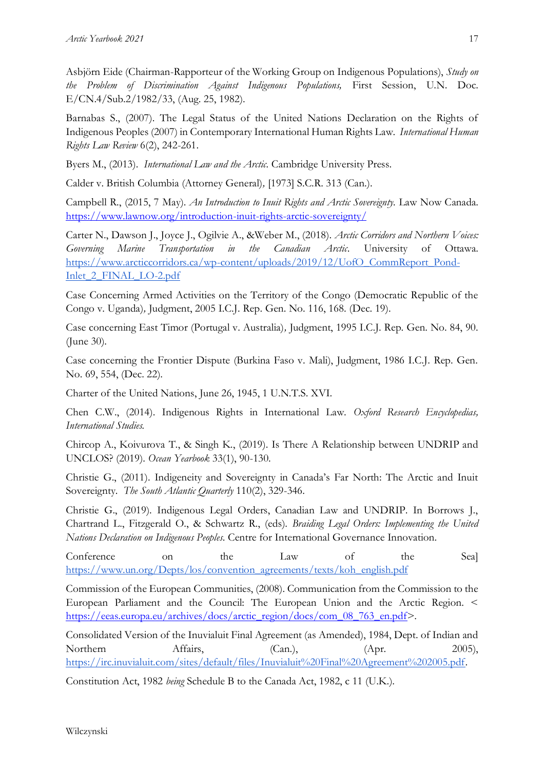Asbjörn Eide (Chairman-Rapporteur of the Working Group on Indigenous Populations), *Study on the Problem of Discrimination Against Indigenous Populations,* First Session, U.N. Doc. E/CN.4/Sub.2/1982/33, (Aug. 25, 1982).

Barnabas S., (2007). The Legal Status of the United Nations Declaration on the Rights of Indigenous Peoples (2007) in Contemporary International Human Rights Law. *International Human Rights Law Review* 6(2), 242-261.

Byers M., (2013). *International Law and the Arctic.* Cambridge University Press.

Calder v. British Columbia (Attorney General)*,* [1973] S.C.R. 313 (Can.).

Campbell R., (2015, 7 May). *An Introduction to Inuit Rights and Arctic Sovereignty.* Law Now Canada. https://www.lawnow.org/introduction-inuit-rights-arctic-sovereignty/

Carter N., Dawson J., Joyce J., Ogilvie A., &Weber M., (2018). *Arctic Corridors and Northern Voices: Governing Marine Transportation in the Canadian Arctic.* University of Ottawa. https://www.arcticcorridors.ca/wp-content/uploads/2019/12/UofO_CommReport_Pond-Inlet_2_FINAL_LO-2.pdf

Case Concerning Armed Activities on the Territory of the Congo (Democratic Republic of the Congo v. Uganda)*,* Judgment, 2005 I.C.J. Rep. Gen. No. 116, 168. (Dec. 19).

Case concerning East Timor (Portugal v. Australia)*,* Judgment, 1995 I.C.J. Rep. Gen. No. 84, 90. (June 30).

Case concerning the Frontier Dispute (Burkina Faso v. Mali), Judgment, 1986 I.C.J. Rep. Gen. No. 69, 554, (Dec. 22).

Charter of the United Nations, June 26, 1945, 1 U.N.T.S. XVI.

Chen C.W., (2014). Indigenous Rights in International Law. *Oxford Research Encyclopedias, International Studies.*

Chircop A., Koivurova T., & Singh K., (2019). Is There A Relationship between UNDRIP and UNCLOS? (2019). *Ocean Yearbook* 33(1), 90-130.

Christie G., (2011). Indigeneity and Sovereignty in Canada's Far North: The Arctic and Inuit Sovereignty. *The South Atlantic Quarterly* 110(2), 329-346.

Christie G., (2019). Indigenous Legal Orders, Canadian Law and UNDRIP. In Borrows J., Chartrand L., Fitzgerald O., & Schwartz R., (eds). *Braiding Legal Orders: Implementing the United Nations Declaration on Indigenous Peoples.* Centre for International Governance Innovation.

Conference on the Law of the Sea] https://www.un.org/Depts/los/convention_agreements/texts/koh_english.pdf

Commission of the European Communities, (2008). Communication from the Commission to the European Parliament and the Council: The European Union and the Arctic Region. < https://eeas.europa.eu/archives/docs/arctic_region/docs/com_08_763_en.pdf>.

Consolidated Version of the Inuvialuit Final Agreement (as Amended), 1984, Dept. of Indian and Northern Affairs, (Can.), (Apr. 2005), https://irc.inuvialuit.com/sites/default/files/Inuvialuit%20Final%20Agreement%202005.pdf.

Constitution Act, 1982 *being* Schedule B to the Canada Act, 1982, c 11 (U.K.).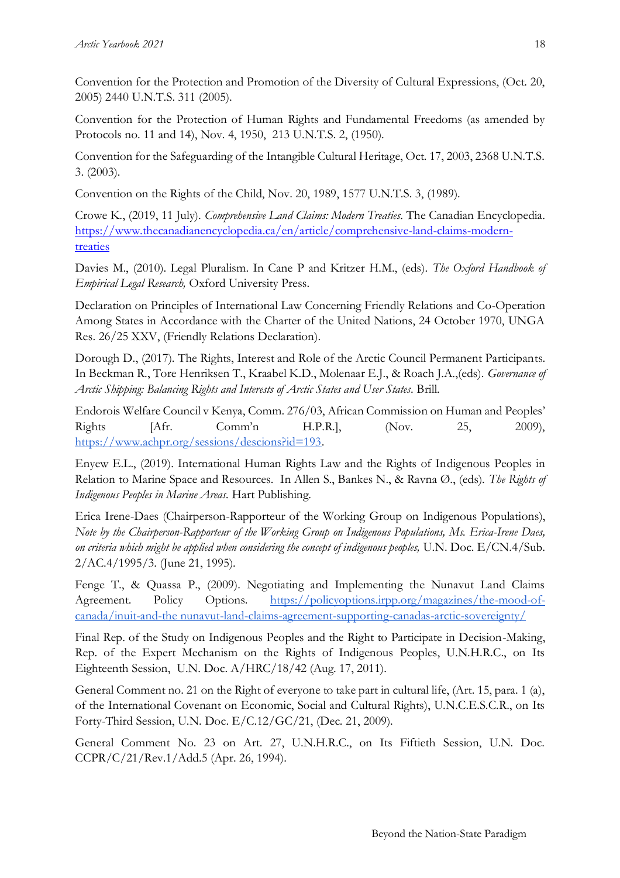Convention for the Protection and Promotion of the Diversity of Cultural Expressions, (Oct. 20, 2005) 2440 U.N.T.S. 311 (2005).

Convention for the Protection of Human Rights and Fundamental Freedoms (as amended by Protocols no. 11 and 14), Nov. 4, 1950, 213 U.N.T.S. 2, (1950).

Convention for the Safeguarding of the Intangible Cultural Heritage, Oct. 17, 2003, 2368 U.N.T.S. 3. (2003).

Convention on the Rights of the Child, Nov. 20, 1989, 1577 U.N.T.S. 3, (1989).

Crowe K., (2019, 11 July). *Comprehensive Land Claims: Modern Treaties*. The Canadian Encyclopedia. [https://www.thecanadianencyclopedia.ca/en/article/comprehensive-land-claims-modern-treaties](https://www.thecanadianencyclopedia.ca/en/article/comprehensive-land-claims-modern-treaties)

Davies M., (2010). Legal Pluralism. In Cane P and Kritzer H.M., (eds). *The Oxford Handbook of Empirical Legal Research,* Oxford University Press.

Declaration on Principles of International Law Concerning Friendly Relations and Co-Operation Among States in Accordance with the Charter of the United Nations, 24 October 1970, UNGA Res. 26/25 XXV, (Friendly Relations Declaration).

Dorough D., (2017). The Rights, Interest and Role of the Arctic Council Permanent Participants. In Beckman R., Tore Henriksen T., Kraabel K.D., Molenaar E.J., & Roach J.A.,(eds). *Governance of Arctic Shipping: Balancing Rights and Interests of Arctic States and User States.* Brill.

Endorois Welfare Council v Kenya, Comm. 276/03, African Commission on Human and Peoples' Rights [Afr. Comm'n H.P.R.], (Nov. 25, 2009), [https://www.achpr.org/sessions/descions?id=193](https://www.achpr.org/sessions/descions?id=193).

Enyew E.L., (2019). International Human Rights Law and the Rights of Indigenous Peoples in Relation to Marine Space and Resources. In Allen S., Bankes N., & Ravna Ø., (eds). *The Rights of Indigenous Peoples in Marine Areas.* Hart Publishing.

Erica Irene-Daes (Chairperson-Rapporteur of the Working Group on Indigenous Populations), *Note by the Chairperson-Rapporteur of the Working Group on Indigenous Populations, Ms. Erica-Irene Daes, on criteria which might be applied when considering the concept of indigenous peoples,* U.N. Doc. E/CN.4/Sub. 2/AC.4/1995/3. (June 21, 1995).

Fenge T., & Quassa P., (2009). Negotiating and Implementing the Nunavut Land Claims Agreement. Policy Options. [https://policyoptions.irpp.org/magazines/the-mood-of-canada/inuit-and-the nunavut-land-claims-agreement-supporting-canadas-arctic-sovereignty/](https://policyoptions.irpp.org/magazines/the-mood-of-canada/inuit-and-the-nunavut-land-claims-agreement-supporting-canadas-arctic-sovereignty/)

Final Rep. of the Study on Indigenous Peoples and the Right to Participate in Decision-Making, Rep. of the Expert Mechanism on the Rights of Indigenous Peoples, U.N.H.R.C., on Its Eighteenth Session, U.N. Doc. A/HRC/18/42 (Aug. 17, 2011).

General Comment no. 21 on the Right of everyone to take part in cultural life, (Art. 15, para. 1 (a), of the International Covenant on Economic, Social and Cultural Rights), U.N.C.E.S.C.R., on Its Forty-Third Session, U.N. Doc. E/C.12/GC/21, (Dec. 21, 2009).

General Comment No. 23 on Art. 27, U.N.H.R.C., on Its Fiftieth Session, U.N. Doc. CCPR/C/21/Rev.1/Add.5 (Apr. 26, 1994).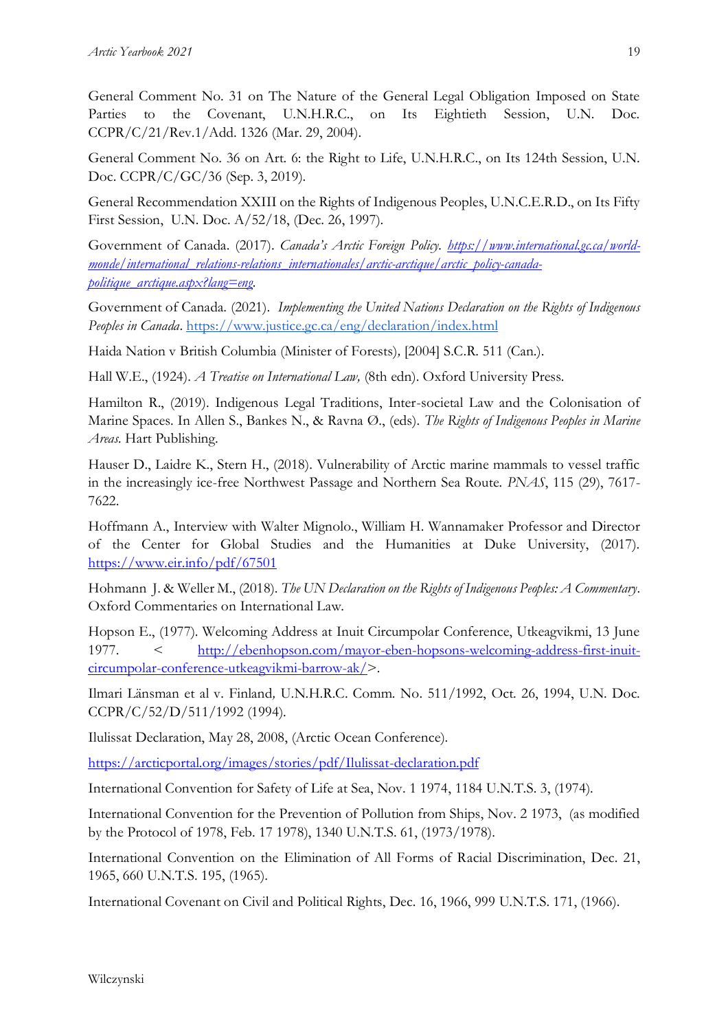General Comment No. 31 on The Nature of the General Legal Obligation Imposed on State Parties to the Covenant, U.N.H.R.C., on Its Eightieth Session, U.N. Doc. CCPR/C/21/Rev.1/Add. 1326 (Mar. 29, 2004).

General Comment No. 36 on Art. 6: the Right to Life, U.N.H.R.C., on Its 124th Session, U.N. Doc. CCPR/C/GC/36 (Sep. 3, 2019).

General Recommendation XXIII on the Rights of Indigenous Peoples, U.N.C.E.R.D., on Its Fifty First Session, U.N. Doc. A/52/18, (Dec. 26, 1997).

Government of Canada. (2017). *Canada's Arctic Foreign Policy. https://www.international.gc.ca/world-monde/international_relations-relations_internationales/arctic-arctique/arctic_policy-canada-politique_arctique.aspx?lang=eng.*

Government of Canada. (2021). *Implementing the United Nations Declaration on the Rights of Indigenous Peoples in Canada*. https://www.justice.gc.ca/eng/declaration/index.html

Haida Nation v British Columbia (Minister of Forests), [2004] S.C.R. 511 (Can.).

Hall W.E., (1924). *A Treatise on International Law,* (8th edn). Oxford University Press.

Hamilton R., (2019). Indigenous Legal Traditions, Inter-societal Law and the Colonisation of Marine Spaces. In Allen S., Bankes N., & Ravna Ø., (eds). *The Rights of Indigenous Peoples in Marine Areas.* Hart Publishing.

Hauser D., Laidre K., Stern H., (2018). Vulnerability of Arctic marine mammals to vessel traffic in the increasingly ice-free Northwest Passage and Northern Sea Route. *PNAS*, 115 (29), 7617-7622.

Hoffmann A., Interview with Walter Mignolo., William H. Wannamaker Professor and Director of the Center for Global Studies and the Humanities at Duke University, (2017). https://www.eir.info/pdf/67501

Hohmann J. & Weller M., (2018). *The UN Declaration on the Rights of Indigenous Peoples: A Commentary*. Oxford Commentaries on International Law.

Hopson E., (1977). Welcoming Address at Inuit Circumpolar Conference, Utkeagvikmi, 13 June 1977. < http://ebenhopson.com/mayor-eben-hopsons-welcoming-address-first-inuit-circumpolar-conference-utkeagvikmi-barrow-ak/>.

Ilmari Länsman et al v. Finland*,* U.N.H.R.C. Comm. No. 511/1992, Oct. 26, 1994, U.N. Doc. CCPR/C/52/D/511/1992 (1994).

Ilulissat Declaration, May 28, 2008, (Arctic Ocean Conference).

https://arcticportal.org/images/stories/pdf/Ilulissat-declaration.pdf

International Convention for Safety of Life at Sea, Nov. 1 1974, 1184 U.N.T.S. 3, (1974).

International Convention for the Prevention of Pollution from Ships, Nov. 2 1973, (as modified by the Protocol of 1978, Feb. 17 1978), 1340 U.N.T.S. 61, (1973/1978).

International Convention on the Elimination of All Forms of Racial Discrimination, Dec. 21, 1965, 660 U.N.T.S. 195, (1965).

International Covenant on Civil and Political Rights, Dec. 16, 1966, 999 U.N.T.S. 171, (1966).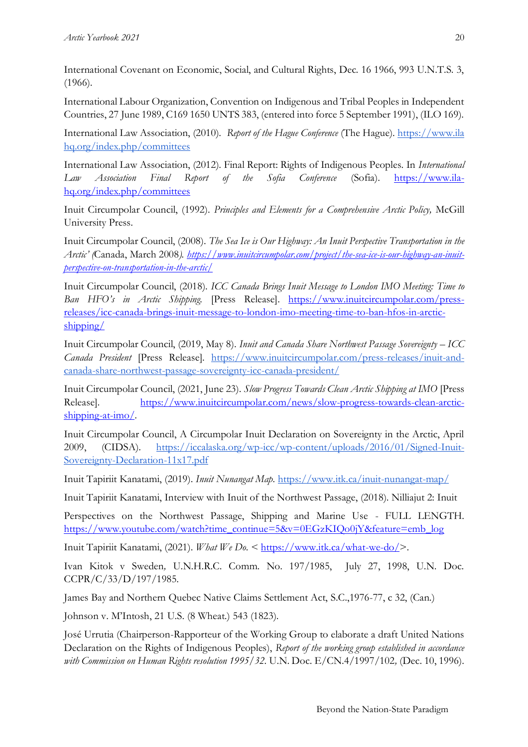International Covenant on Economic, Social, and Cultural Rights, Dec. 16 1966, 993 U.N.T.S. 3, (1966).

International Labour Organization, Convention on Indigenous and Tribal Peoples in Independent Countries, 27 June 1989, C169 1650 UNTS 383, (entered into force 5 September 1991), (ILO 169).

International Law Association, (2010). *Report of the Hague Conference* (The Hague). https://www.ilahq.org/index.php/committees

International Law Association, (2012). Final Report: Rights of Indigenous Peoples. In *International Law Association Final Report of the Sofia Conference* (Sofia). https://www.ila-hq.org/index.php/committees

Inuit Circumpolar Council, (1992). *Principles and Elements for a Comprehensive Arctic Policy,* McGill University Press.

Inuit Circumpolar Council, (2008). *The Sea Ice is Our Highway: An Inuit Perspective Transportation in the Arctic' (*Canada, March 2008*). https://www.inuitcircumpolar.com/project/the-sea-ice-is-our-highway-an-inuit-perspective-on-transportation-in-the-arctic/*

Inuit Circumpolar Council, (2018). *ICC Canada Brings Inuit Message to London IMO Meeting: Time to Ban HFO's in Arctic Shipping.* [Press Release]. https://www.inuitcircumpolar.com/press-releases/icc-canada-brings-inuit-message-to-london-imo-meeting-time-to-ban-hfos-in-arctic-shipping/

Inuit Circumpolar Council, (2019, May 8). *Inuit and Canada Share Northwest Passage Sovereignty – ICC Canada President* [Press Release]. https://www.inuitcircumpolar.com/press-releases/inuit-and-canada-share-northwest-passage-sovereignty-icc-canada-president/

Inuit Circumpolar Council, (2021, June 23). *Slow Progress Towards Clean Arctic Shipping at IMO* [Press Release]. https://www.inuitcircumpolar.com/news/slow-progress-towards-clean-arctic-shipping-at-imo/.

Inuit Circumpolar Council, A Circumpolar Inuit Declaration on Sovereignty in the Arctic, April 2009, (CIDSA). https://iccalaska.org/wp-icc/wp-content/uploads/2016/01/Signed-Inuit-Sovereignty-Declaration-11x17.pdf

Inuit Tapiriit Kanatami, (2019). *Inuit Nunangat Map.* https://www.itk.ca/inuit-nunangat-map/

Inuit Tapiriit Kanatami, Interview with Inuit of the Northwest Passage, (2018). Nilliajut 2: Inuit

Perspectives on the Northwest Passage, Shipping and Marine Use - FULL LENGTH. https://www.youtube.com/watch?time_continue=5&v=0EGzKIQo0jY&feature=emb_log

Inuit Tapiriit Kanatami, (2021). *What We Do.* < https://www.itk.ca/what-we-do/>.

*Ivan Kitok v Sweden,* U.N.H.R.C. Comm. No. 197/1985, July 27, 1998, U.N. Doc. CCPR/C/33/D/197/1985.

James Bay and Northern Quebec Native Claims Settlement Act, S.C.,1976-77, c 32, (Can.)

Johnson v. M'Intosh, 21 U.S. (8 Wheat.) 543 (1823).

José Urrutia (Chairperson-Rapporteur of the Working Group to elaborate a draft United Nations Declaration on the Rights of Indigenous Peoples), *Report of the working group established in accordance with Commission on Human Rights resolution 1995/32.* U.N. Doc. E/CN.4/1997/102*,* (Dec. 10, 1996).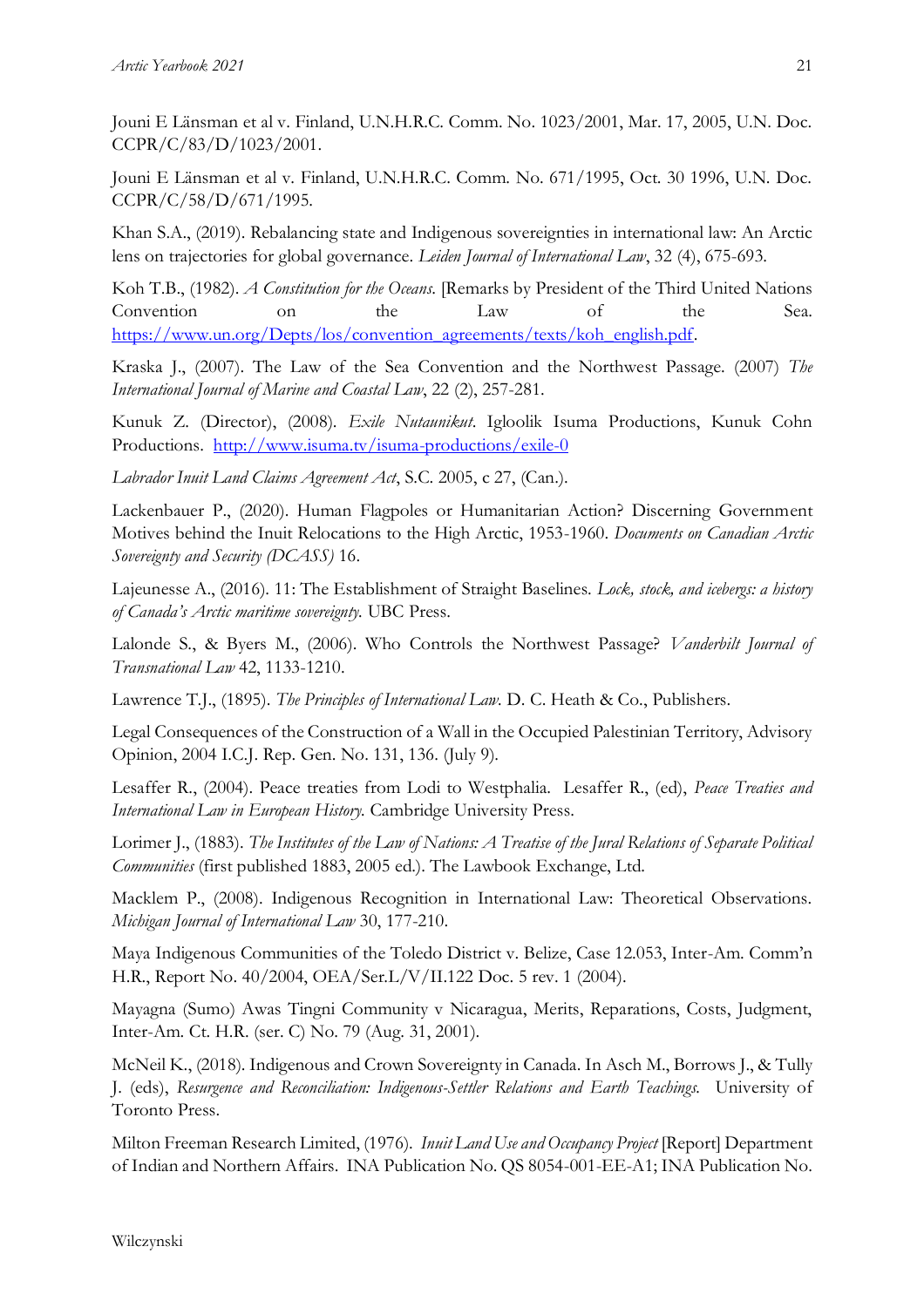Jouni E Länsman et al v. Finland, U.N.H.R.C. Comm. No. 1023/2001, Mar. 17, 2005, U.N. Doc. CCPR/C/83/D/1023/2001.

Jouni E Länsman et al v. Finland, U.N.H.R.C. Comm. No. 671/1995, Oct. 30 1996, U.N. Doc. CCPR/C/58/D/671/1995.

Khan S.A., (2019). Rebalancing state and Indigenous sovereignties in international law: An Arctic lens on trajectories for global governance. *Leiden Journal of International Law*, 32 (4), 675-693.

Koh T.B., (1982). *A Constitution for the Oceans.* [Remarks by President of the Third United Nations Convention on the Law of the Sea. https://www.un.org/Depts/los/convention_agreements/texts/koh_english.pdf.

Kraska J., (2007). The Law of the Sea Convention and the Northwest Passage. (2007) *The International Journal of Marine and Coastal Law*, 22 (2), 257-281.

Kunuk Z. (Director), (2008). *Exile Nutaunikut*. Igloolik Isuma Productions, Kunuk Cohn Productions. http://www.isuma.tv/isuma-productions/exile-0

*Labrador Inuit Land Claims Agreement Act*, S.C. 2005, c 27, (Can.).

Lackenbauer P., (2020). Human Flagpoles or Humanitarian Action? Discerning Government Motives behind the Inuit Relocations to the High Arctic, 1953-1960. *Documents on Canadian Arctic Sovereignty and Security (DCASS)* 16.

Lajeunesse A., (2016). 11: The Establishment of Straight Baselines. *Lock, stock, and icebergs: a history of Canada's Arctic maritime sovereignty.* UBC Press.

Lalonde S., & Byers M., (2006). Who Controls the Northwest Passage? *Vanderbilt Journal of Transnational Law* 42, 1133-1210.

Lawrence T.J., (1895). *The Principles of International Law.* D. C. Heath & Co., Publishers.

Legal Consequences of the Construction of a Wall in the Occupied Palestinian Territory, Advisory Opinion, 2004 I.C.J. Rep. Gen. No. 131, 136. (July 9).

Lesaffer R., (2004). Peace treaties from Lodi to Westphalia. Lesaffer R., (ed), *Peace Treaties and International Law in European History.* Cambridge University Press.

Lorimer J., (1883). *The Institutes of the Law of Nations: A Treatise of the Jural Relations of Separate Political Communities* (first published 1883, 2005 ed.). The Lawbook Exchange, Ltd.

Macklem P., (2008). Indigenous Recognition in International Law: Theoretical Observations. *Michigan Journal of International Law* 30, 177-210.

Maya Indigenous Communities of the Toledo District v. Belize, Case 12.053, Inter-Am. Comm'n H.R., Report No. 40/2004, OEA/Ser.L/V/II.122 Doc. 5 rev. 1 (2004).

Mayagna (Sumo) Awas Tingni Community v Nicaragua, Merits, Reparations, Costs, Judgment, Inter-Am. Ct. H.R. (ser. C) No. 79 (Aug. 31, 2001).

McNeil K., (2018). Indigenous and Crown Sovereignty in Canada. In Asch M., Borrows J., & Tully J. (eds), *Resurgence and Reconciliation: Indigenous-Settler Relations and Earth Teachings.* University of Toronto Press.

Milton Freeman Research Limited, (1976). *Inuit Land Use and Occupancy Project* [Report] Department of Indian and Northern Affairs. INA Publication No. QS 8054-001-EE-A1; INA Publication No.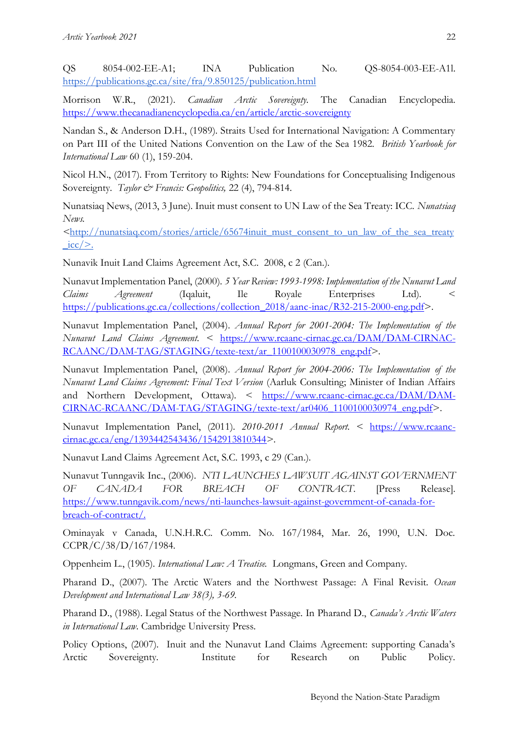QS 8054-002-EE-A1; INA Publication No. QS-8054-003-EE-A1l. https://publications.gc.ca/site/fra/9.850125/publication.html

Morrison W.R., (2021). *Canadian Arctic Sovereignty.* The Canadian Encyclopedia. https://www.thecanadianencyclopedia.ca/en/article/arctic-sovereignty

Nandan S., & Anderson D.H., (1989). Straits Used for International Navigation: A Commentary on Part III of the United Nations Convention on the Law of the Sea 1982. *British Yearbook for International Law* 60 (1), 159-204.

Nicol H.N., (2017). From Territory to Rights: New Foundations for Conceptualising Indigenous Sovereignty. *Taylor & Francis: Geopolitics,* 22 (4), 794-814.

Nunatsiaq News, (2013, 3 June). Inuit must consent to UN Law of the Sea Treaty: ICC. *Nunatsiaq News.* <http://nunatsiaq.com/stories/article/65674inuit_must_consent_to_un_law_of_the_sea_treaty_icc/>.

Nunavik Inuit Land Claims Agreement Act, S.C. 2008, c 2 (Can.).

Nunavut Implementation Panel, (2000). *5 Year Review: 1993-1998: Implementation of the Nunavut Land Claims Agreement* (Iqaluit, Ile Royale Enterprises Ltd). < https://publications.gc.ca/collections/collection_2018/aanc-inac/R32-215-2000-eng.pdf>.

Nunavut Implementation Panel, (2004). *Annual Report for 2001-2004: The Implementation of the Nunavut Land Claims Agreement.* < https://www.rcaanc-cirnac.gc.ca/DAM/DAM-CIRNAC-RCAANC/DAM-TAG/STAGING/texte-text/ar_1100100030978_eng.pdf>.

Nunavut Implementation Panel, (2008). *Annual Report for 2004-2006: The Implementation of the Nunavut Land Claims Agreement: Final Text Version* (Aarluk Consulting; Minister of Indian Affairs and Northern Development, Ottawa). < https://www.rcaanc-cirnac.gc.ca/DAM/DAM-CIRNAC-RCAANC/DAM-TAG/STAGING/texte-text/ar0406_1100100030974_eng.pdf>.

Nunavut Implementation Panel, (2011). *2010-2011 Annual Report.* < https://www.rcaanc-cirnac.gc.ca/eng/1393442543436/1542913810344>.

Nunavut Land Claims Agreement Act, S.C. 1993, c 29 (Can.).

Nunavut Tunngavik Inc., (2006). *NTI LAUNCHES LAWSUIT AGAINST GOVERNMENT OF CANADA FOR BREACH OF CONTRACT.* [Press Release]. https://www.tunngavik.com/news/nti-launches-lawsuit-against-government-of-canada-for-breach-of-contract/.

Ominayak v Canada, U.N.H.R.C. Comm. No. 167/1984, Mar. 26, 1990, U.N. Doc. CCPR/C/38/D/167/1984.

Oppenheim L., (1905). *International Law: A Treatise.* Longmans, Green and Company.

Pharand D., (2007). The Arctic Waters and the Northwest Passage: A Final Revisit. *Ocean Development and International Law 38(3), 3-69.*

Pharand D., (1988). Legal Status of the Northwest Passage. In Pharand D., *Canada's Arctic Waters in International Law.* Cambridge University Press.

Policy Options, (2007). Inuit and the Nunavut Land Claims Agreement: supporting Canada's Arctic Sovereignty. Institute for Research on Public Policy.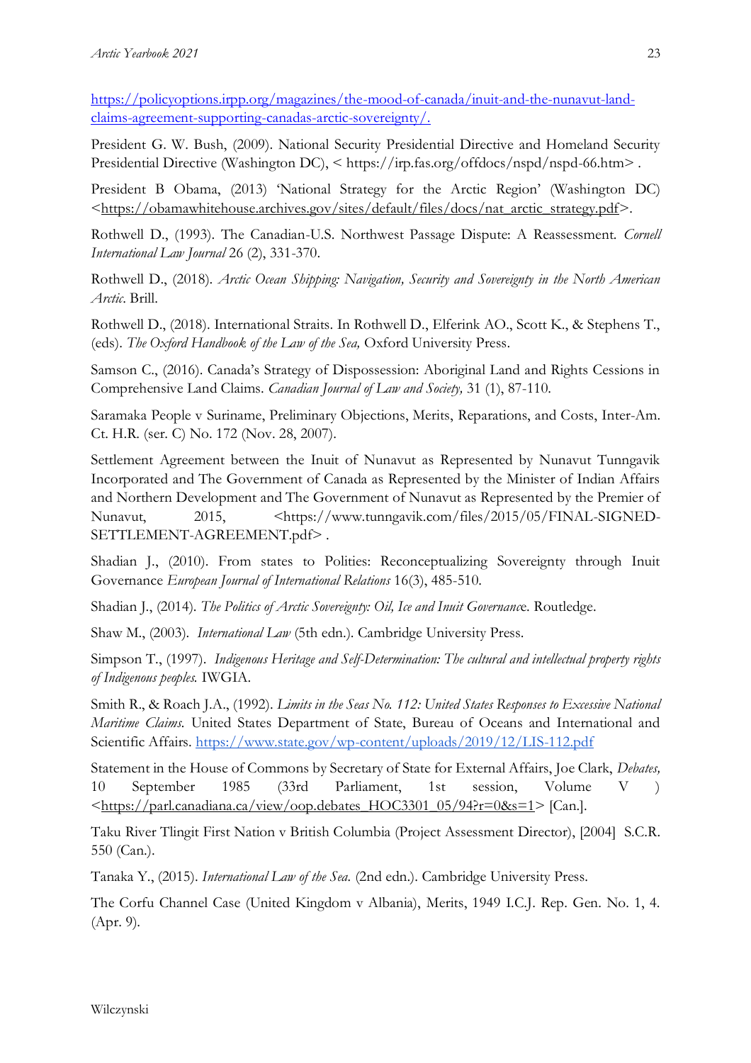https://policyoptions.irpp.org/magazines/the-mood-of-canada/inuit-and-the-nunavut-land-claims-agreement-supporting-canadas-arctic-sovereignty/.

President G. W. Bush, (2009). National Security Presidential Directive and Homeland Security Presidential Directive (Washington DC), < https://irp.fas.org/offdocs/nspd/nspd-66.htm> .

President B Obama, (2013) 'National Strategy for the Arctic Region' (Washington DC) <https://obamawhitehouse.archives.gov/sites/default/files/docs/nat_arctic_strategy.pdf>.

Rothwell D., (1993). The Canadian-U.S. Northwest Passage Dispute: A Reassessment. *Cornell International Law Journal* 26 (2), 331-370.

Rothwell D., (2018). *Arctic Ocean Shipping: Navigation, Security and Sovereignty in the North American Arctic*. Brill.

Rothwell D., (2018). International Straits. In Rothwell D., Elferink AO., Scott K., & Stephens T., (eds). *The Oxford Handbook of the Law of the Sea,* Oxford University Press.

Samson C., (2016). Canada's Strategy of Dispossession: Aboriginal Land and Rights Cessions in Comprehensive Land Claims. *Canadian Journal of Law and Society,* 31 (1), 87-110.

Saramaka People v Suriname, Preliminary Objections, Merits, Reparations, and Costs, Inter-Am. Ct. H.R. (ser. C) No. 172 (Nov. 28, 2007).

Settlement Agreement between the Inuit of Nunavut as Represented by Nunavut Tunngavik Incorporated and The Government of Canada as Represented by the Minister of Indian Affairs and Northern Development and The Government of Nunavut as Represented by the Premier of Nunavut, 2015, <https://www.tunngavik.com/files/2015/05/FINAL-SIGNED-SETTLEMENT-AGREEMENT.pdf> .

Shadian J., (2010). From states to Polities: Reconceptualizing Sovereignty through Inuit Governance *European Journal of International Relations* 16(3), 485-510.

Shadian J., (2014). *The Politics of Arctic Sovereignty: Oil, Ice and Inuit Governanc*e. Routledge.

Shaw M., (2003). *International Law* (5th edn.). Cambridge University Press.

Simpson T., (1997). *Indigenous Heritage and Self-Determination: The cultural and intellectual property rights of Indigenous peoples.* IWGIA.

Smith R., & Roach J.A., (1992). *Limits in the Seas No. 112: United States Responses to Excessive National Maritime Claims.* United States Department of State, Bureau of Oceans and International and Scientific Affairs. https://www.state.gov/wp-content/uploads/2019/12/LIS-112.pdf

Statement in the House of Commons by Secretary of State for External Affairs, Joe Clark, *Debates,* 10 September 1985 (33rd Parliament, 1st session, Volume V ) <https://parl.canadiana.ca/view/oop.debates_HOC3301_05/94?r=0&s=1> [Can.].

Taku River Tlingit First Nation v British Columbia (Project Assessment Director), [2004] S.C.R. 550 (Can.).

Tanaka Y., (2015). *International Law of the Sea.* (2nd edn.). Cambridge University Press.

The Corfu Channel Case (United Kingdom v Albania), Merits, 1949 I.C.J. Rep. Gen. No. 1, 4. (Apr. 9).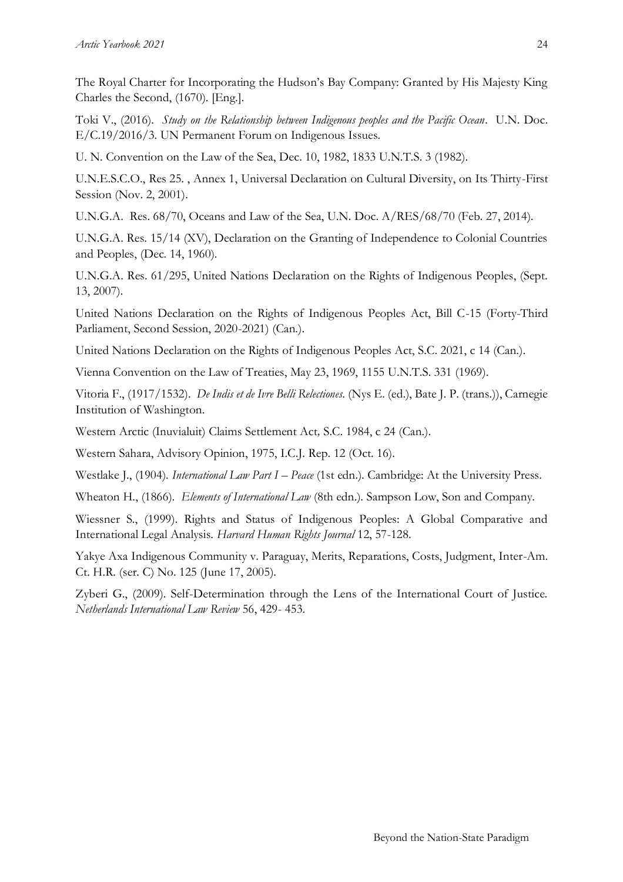The Royal Charter for Incorporating the Hudson's Bay Company: Granted by His Majesty King Charles the Second, (1670). [Eng.].

Toki V., (2016). *Study on the Relationship between Indigenous peoples and the Pacific Ocean*. U.N. Doc. E/C.19/2016/3. UN Permanent Forum on Indigenous Issues.

U. N. Convention on the Law of the Sea, Dec. 10, 1982, 1833 U.N.T.S. 3 (1982).

U.N.E.S.C.O., Res 25. , Annex 1, Universal Declaration on Cultural Diversity, on Its Thirty-First Session (Nov. 2, 2001).

U.N.G.A. Res. 68/70, Oceans and Law of the Sea, U.N. Doc. A/RES/68/70 (Feb. 27, 2014).

U.N.G.A. Res. 15/14 (XV), Declaration on the Granting of Independence to Colonial Countries and Peoples, (Dec. 14, 1960).

U.N.G.A. Res. 61/295, United Nations Declaration on the Rights of Indigenous Peoples, (Sept. 13, 2007).

United Nations Declaration on the Rights of Indigenous Peoples Act, Bill C-15 (Forty-Third Parliament, Second Session, 2020-2021) (Can.).

United Nations Declaration on the Rights of Indigenous Peoples Act, S.C. 2021, c 14 (Can.).

Vienna Convention on the Law of Treaties, May 23, 1969, 1155 U.N.T.S. 331 (1969).

Vitoria F., (1917/1532). *De Indis et de Ivre Belli Relectiones*. (Nys E. (ed.), Bate J. P. (trans.)), Carnegie Institution of Washington.

Western Arctic (Inuvialuit) Claims Settlement Act*,* S.C. 1984, c 24 (Can.).

Western Sahara, Advisory Opinion, 1975, I.C.J. Rep. 12 (Oct. 16).

Westlake J., (1904). *International Law Part I – Peace* (1st edn.). Cambridge: At the University Press.

Wheaton H., (1866). *Elements of International Law* (8th edn.). Sampson Low, Son and Company.

Wiessner S., (1999). Rights and Status of Indigenous Peoples: A Global Comparative and International Legal Analysis. *Harvard Human Rights Journal* 12, 57-128.

Yakye Axa Indigenous Community v. Paraguay, Merits, Reparations, Costs, Judgment, Inter-Am. Ct. H.R. (ser. C) No. 125 (June 17, 2005).

Zyberi G., (2009). Self-Determination through the Lens of the International Court of Justice. *Netherlands International Law Review* 56, 429- 453.